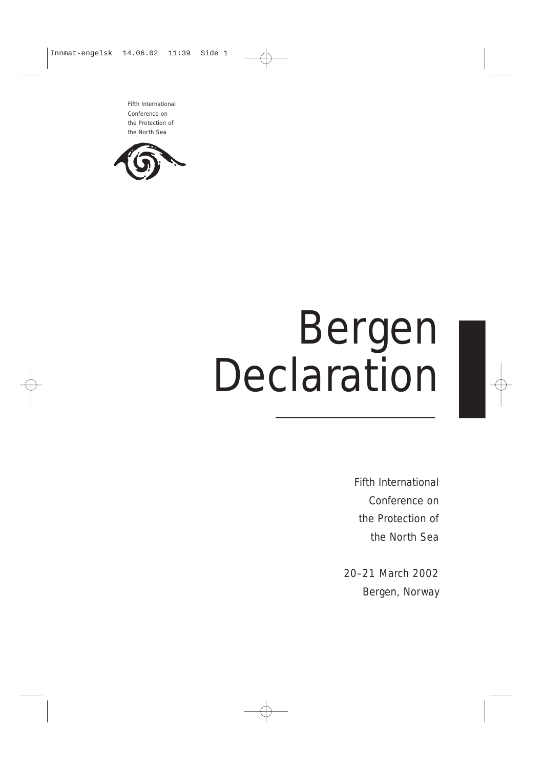Fifth International Conference on the Protection of the North Sea

# Bergen Declaration

Fifth International Conference on the Protection of the North Sea

20–21 March 2002
Bergen, Norway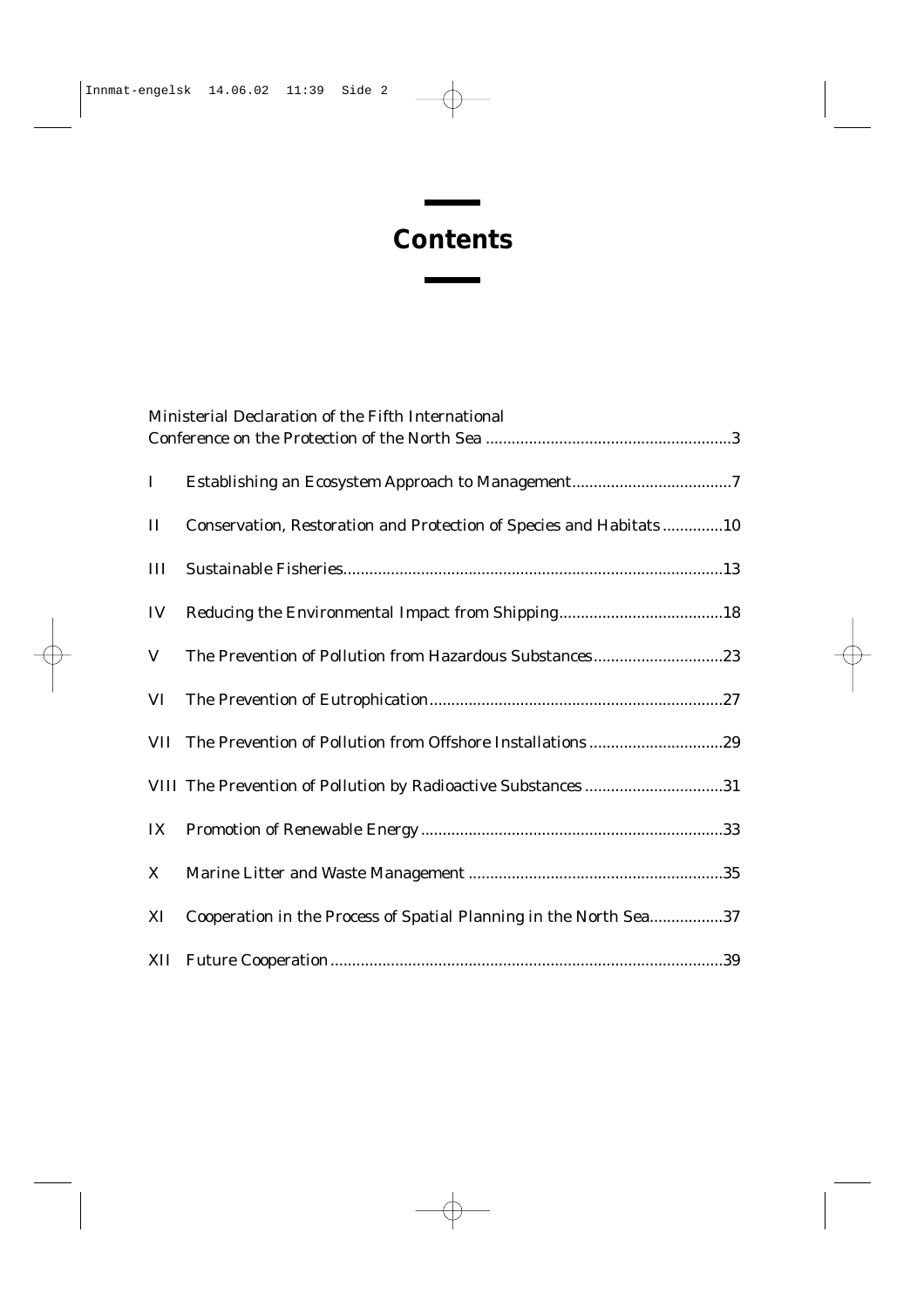# Contents

Ministerial Declaration of the Fifth International Conference on the Protection of the North Sea ........................................................3

I Establishing an Ecosystem Approach to Management.....................................7

II Conservation, Restoration and Protection of Species and Habitats ..............10

III Sustainable Fisheries........................................................................................13

IV Reducing the Environmental Impact from Shipping......................................18

V The Prevention of Pollution from Hazardous Substances..............................23

VI The Prevention of Eutrophication....................................................................27

VII The Prevention of Pollution from Offshore Installations ...............................29

VIII The Prevention of Pollution by Radioactive Substances ................................31

IX Promotion of Renewable Energy .....................................................................33

X Marine Litter and Waste Management ...........................................................35

XI Cooperation in the Process of Spatial Planning in the North Sea.................37

XII Future Cooperation..........................................................................................39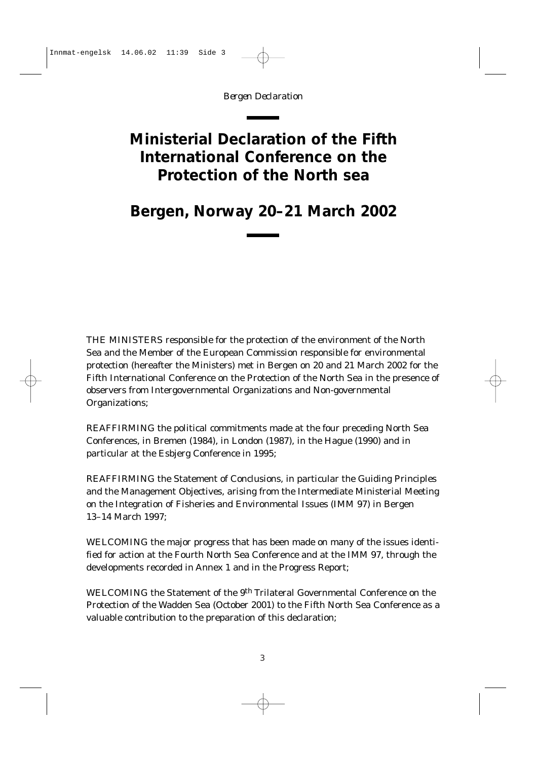# Ministerial Declaration of the Fifth International Conference on the Protection of the North sea

# Bergen, Norway 20–21 March 2002

THE MINISTERS responsible for the protection of the environment of the North Sea and the Member of the European Commission responsible for environmental protection (hereafter the Ministers) met in Bergen on 20 and 21 March 2002 for the Fifth International Conference on the Protection of the North Sea in the presence of observers from Intergovernmental Organizations and Non-governmental Organizations;

REAFFIRMING the political commitments made at the four preceding North Sea Conferences, in Bremen (1984), in London (1987), in the Hague (1990) and in particular at the Esbjerg Conference in 1995;

REAFFIRMING the Statement of Conclusions, in particular the Guiding Principles and the Management Objectives, arising from the Intermediate Ministerial Meeting on the Integration of Fisheries and Environmental Issues (IMM 97) in Bergen 13–14 March 1997;

WELCOMING the major progress that has been made on many of the issues identified for action at the Fourth North Sea Conference and at the IMM 97, through the developments recorded in Annex 1 and in the Progress Report;

WELCOMING the Statement of the 9th Trilateral Governmental Conference on the Protection of the Wadden Sea (October 2001) to the Fifth North Sea Conference as a valuable contribution to the preparation of this declaration;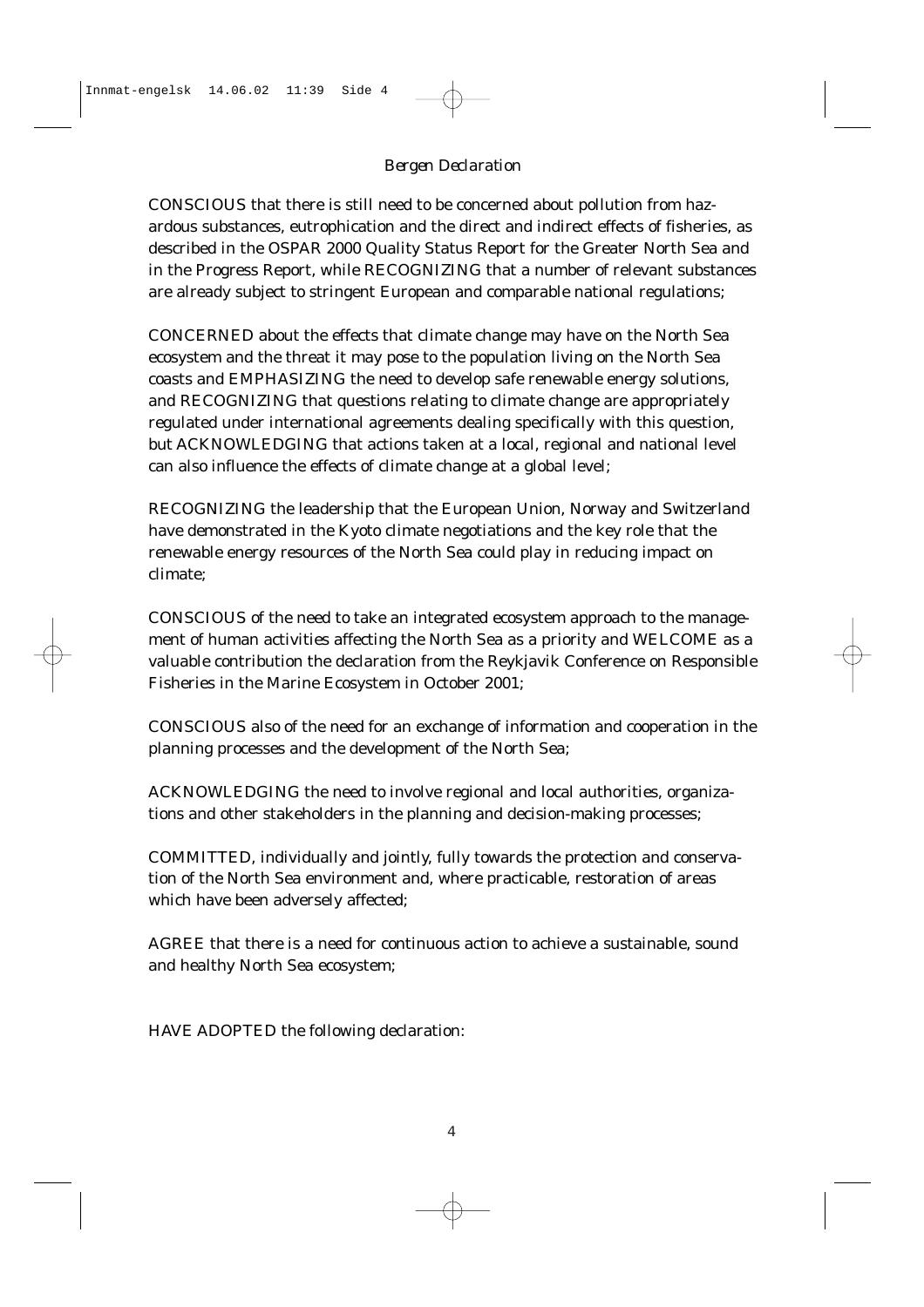CONSCIOUS that there is still need to be concerned about pollution from hazardous substances, eutrophication and the direct and indirect effects of fisheries, as described in the OSPAR 2000 Quality Status Report for the Greater North Sea and in the Progress Report, while RECOGNIZING that a number of relevant substances are already subject to stringent European and comparable national regulations;

CONCERNED about the effects that climate change may have on the North Sea ecosystem and the threat it may pose to the population living on the North Sea coasts and EMPHASIZING the need to develop safe renewable energy solutions, and RECOGNIZING that questions relating to climate change are appropriately regulated under international agreements dealing specifically with this question, but ACKNOWLEDGING that actions taken at a local, regional and national level can also influence the effects of climate change at a global level;

RECOGNIZING the leadership that the European Union, Norway and Switzerland have demonstrated in the Kyoto climate negotiations and the key role that the renewable energy resources of the North Sea could play in reducing impact on climate;

CONSCIOUS of the need to take an integrated ecosystem approach to the management of human activities affecting the North Sea as a priority and WELCOME as a valuable contribution the declaration from the Reykjavik Conference on Responsible Fisheries in the Marine Ecosystem in October 2001;

CONSCIOUS also of the need for an exchange of information and cooperation in the planning processes and the development of the North Sea;

ACKNOWLEDGING the need to involve regional and local authorities, organizations and other stakeholders in the planning and decision-making processes;

COMMITTED, individually and jointly, fully towards the protection and conservation of the North Sea environment and, where practicable, restoration of areas which have been adversely affected;

AGREE that there is a need for continuous action to achieve a sustainable, sound and healthy North Sea ecosystem;

HAVE ADOPTED the following declaration: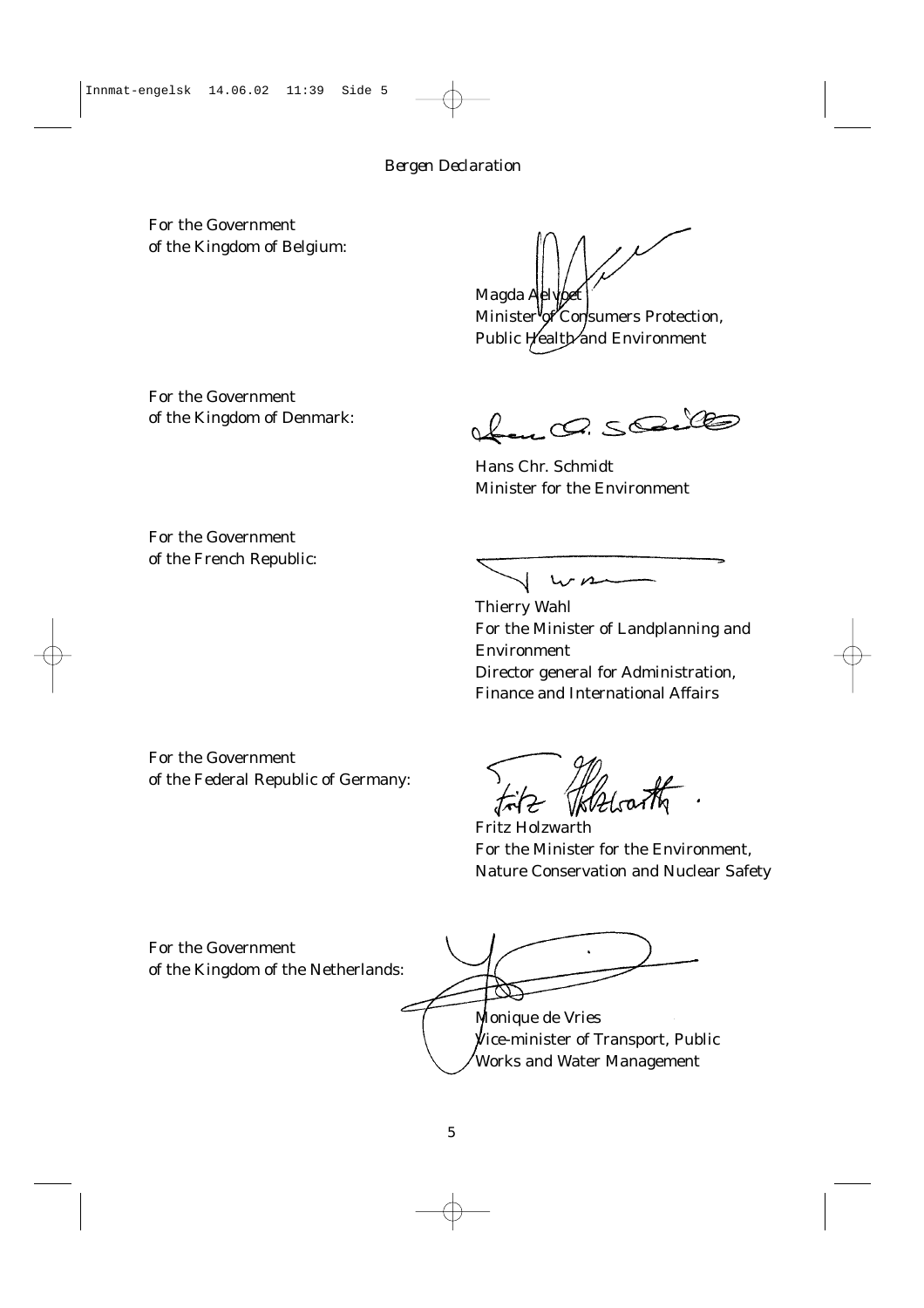For the Government
of the Kingdom of Belgium:

Magda Aelvoet
Minister of Consumers Protection,
Public Health and Environment

For the Government
of the Kingdom of Denmark:

Hans Chr. Schmidt
Minister for the Environment

For the Government
of the French Republic:

Thierry Wahl
For the Minister of Landplanning and Environment
Director general for Administration,
Finance and International Affairs

For the Government
of the Federal Republic of Germany:

Fritz Holzwarth
For the Minister for the Environment,
Nature Conservation and Nuclear Safety

For the Government
of the Kingdom of the Netherlands:

Monique de Vries
Vice-minister of Transport, Public
Works and Water Management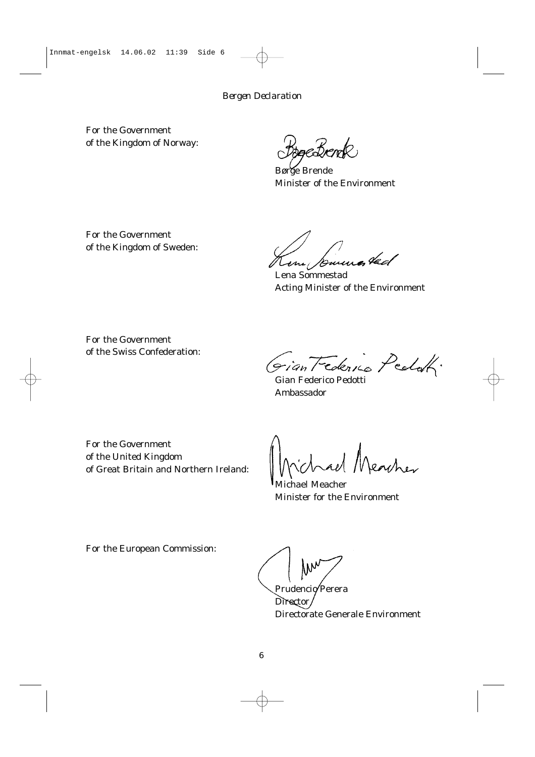For the Government
of the Kingdom of Norway:

Børge Brende
Minister of the Environment

For the Government
of the Kingdom of Sweden:

Lena Sommestad
Acting Minister of the Environment

For the Government
of the Swiss Confederation:

Gian Federico Pedotti
Ambassador

For the Government
of the United Kingdom
of Great Britain and Northern Ireland:

Michael Meacher
Minister for the Environment

For the European Commission:

Prudencio Perera
Director
Directorate Generale Environment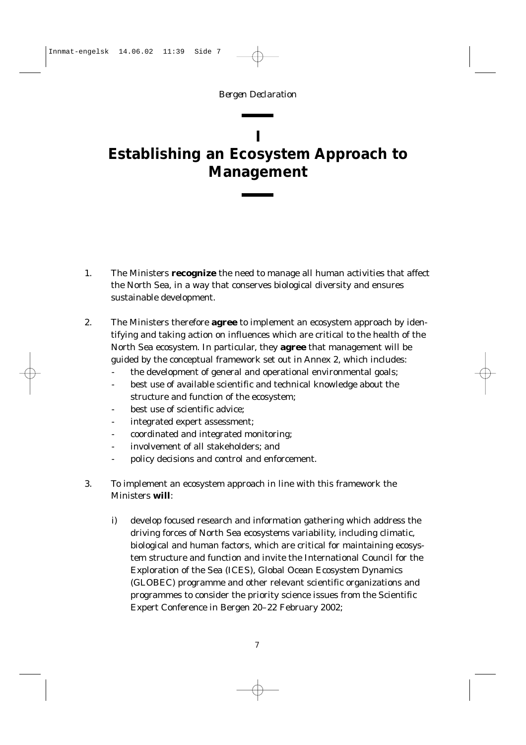# I
# Establishing an Ecosystem Approach to Management

1. The Ministers **recognize** the need to manage all human activities that affect the North Sea, in a way that conserves biological diversity and ensures sustainable development.

2. The Ministers therefore **agree** to implement an ecosystem approach by identifying and taking action on influences which are critical to the health of the North Sea ecosystem. In particular, they **agree** that management will be guided by the conceptual framework set out in Annex 2, which includes:
   - the development of general and operational environmental goals;
   - best use of available scientific and technical knowledge about the structure and function of the ecosystem;
   - best use of scientific advice;
   - integrated expert assessment;
   - coordinated and integrated monitoring;
   - involvement of all stakeholders; and
   - policy decisions and control and enforcement.

3. To implement an ecosystem approach in line with this framework the Ministers **will**:

   i) develop focused research and information gathering which address the driving forces of North Sea ecosystems variability, including climatic, biological and human factors, which are critical for maintaining ecosystem structure and function and invite the International Council for the Exploration of the Sea (ICES), Global Ocean Ecosystem Dynamics (GLOBEC) programme and other relevant scientific organizations and programmes to consider the priority science issues from the Scientific Expert Conference in Bergen 20–22 February 2002;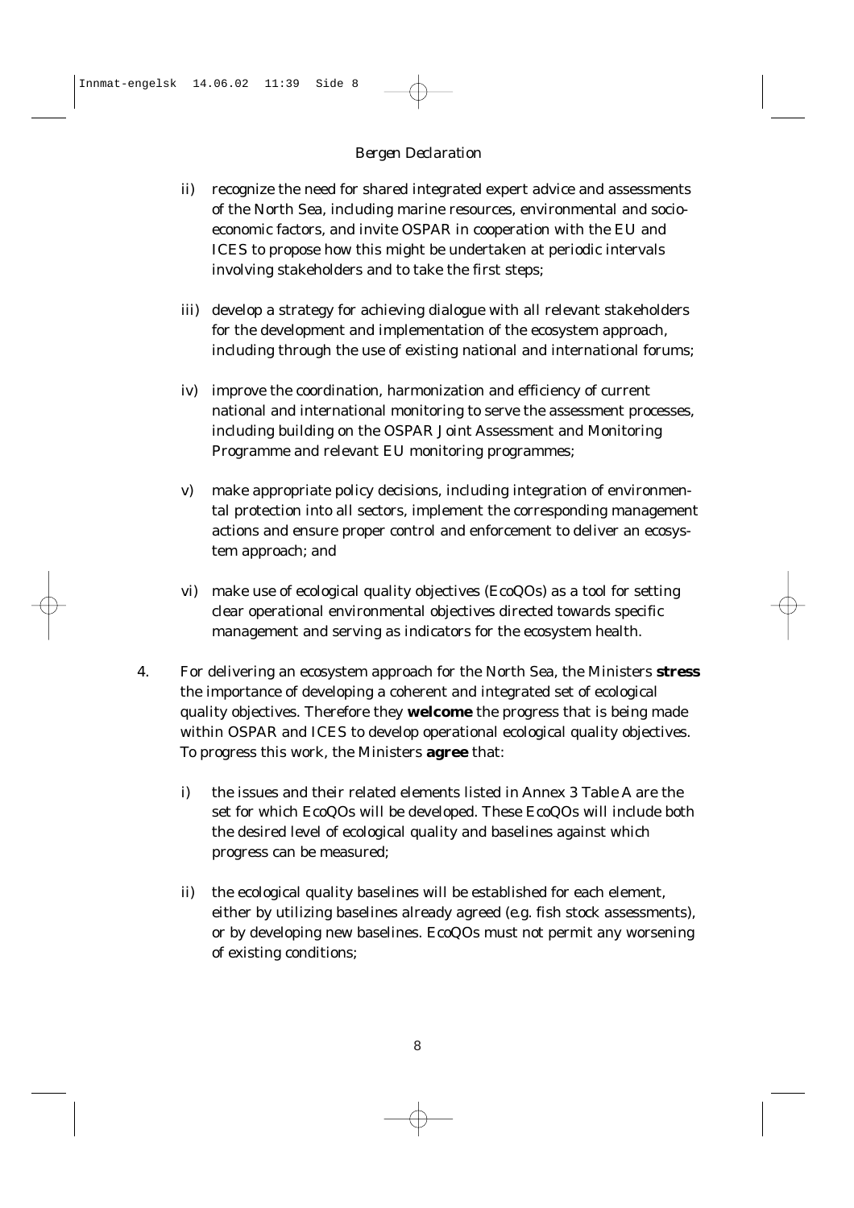ii) recognize the need for shared integrated expert advice and assessments of the North Sea, including marine resources, environmental and socio-economic factors, and invite OSPAR in cooperation with the EU and ICES to propose how this might be undertaken at periodic intervals involving stakeholders and to take the first steps;

iii) develop a strategy for achieving dialogue with all relevant stakeholders for the development and implementation of the ecosystem approach, including through the use of existing national and international forums;

iv) improve the coordination, harmonization and efficiency of current national and international monitoring to serve the assessment processes, including building on the OSPAR Joint Assessment and Monitoring Programme and relevant EU monitoring programmes;

v) make appropriate policy decisions, including integration of environmental protection into all sectors, implement the corresponding management actions and ensure proper control and enforcement to deliver an ecosystem approach; and

vi) make use of ecological quality objectives (EcoQOs) as a tool for setting clear operational environmental objectives directed towards specific management and serving as indicators for the ecosystem health.

4. For delivering an ecosystem approach for the North Sea, the Ministers **stress** the importance of developing a coherent and integrated set of ecological quality objectives. Therefore they **welcome** the progress that is being made within OSPAR and ICES to develop operational ecological quality objectives. To progress this work, the Ministers **agree** that:

   i) the issues and their related elements listed in Annex 3 Table A are the set for which EcoQOs will be developed. These EcoQOs will include both the desired level of ecological quality and baselines against which progress can be measured;

   ii) the ecological quality baselines will be established for each element, either by utilizing baselines already agreed (e.g. fish stock assessments), or by developing new baselines. EcoQOs must not permit any worsening of existing conditions;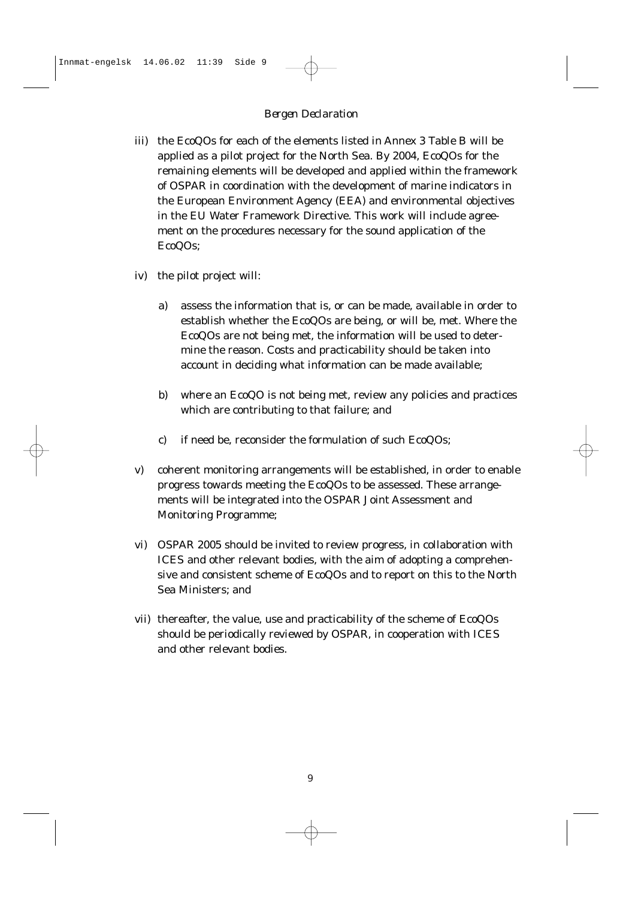iii) the EcoQOs for each of the elements listed in Annex 3 Table B will be applied as a pilot project for the North Sea. By 2004, EcoQOs for the remaining elements will be developed and applied within the framework of OSPAR in coordination with the development of marine indicators in the European Environment Agency (EEA) and environmental objectives in the EU Water Framework Directive. This work will include agreement on the procedures necessary for the sound application of the EcoQOs;

iv) the pilot project will:

   a) assess the information that is, or can be made, available in order to establish whether the EcoQOs are being, or will be, met. Where the EcoQOs are not being met, the information will be used to determine the reason. Costs and practicability should be taken into account in deciding what information can be made available;

   b) where an EcoQO is not being met, review any policies and practices which are contributing to that failure; and

   c) if need be, reconsider the formulation of such EcoQOs;

v) coherent monitoring arrangements will be established, in order to enable progress towards meeting the EcoQOs to be assessed. These arrangements will be integrated into the OSPAR Joint Assessment and Monitoring Programme;

vi) OSPAR 2005 should be invited to review progress, in collaboration with ICES and other relevant bodies, with the aim of adopting a comprehensive and consistent scheme of EcoQOs and to report on this to the North Sea Ministers; and

vii) thereafter, the value, use and practicability of the scheme of EcoQOs should be periodically reviewed by OSPAR, in cooperation with ICES and other relevant bodies.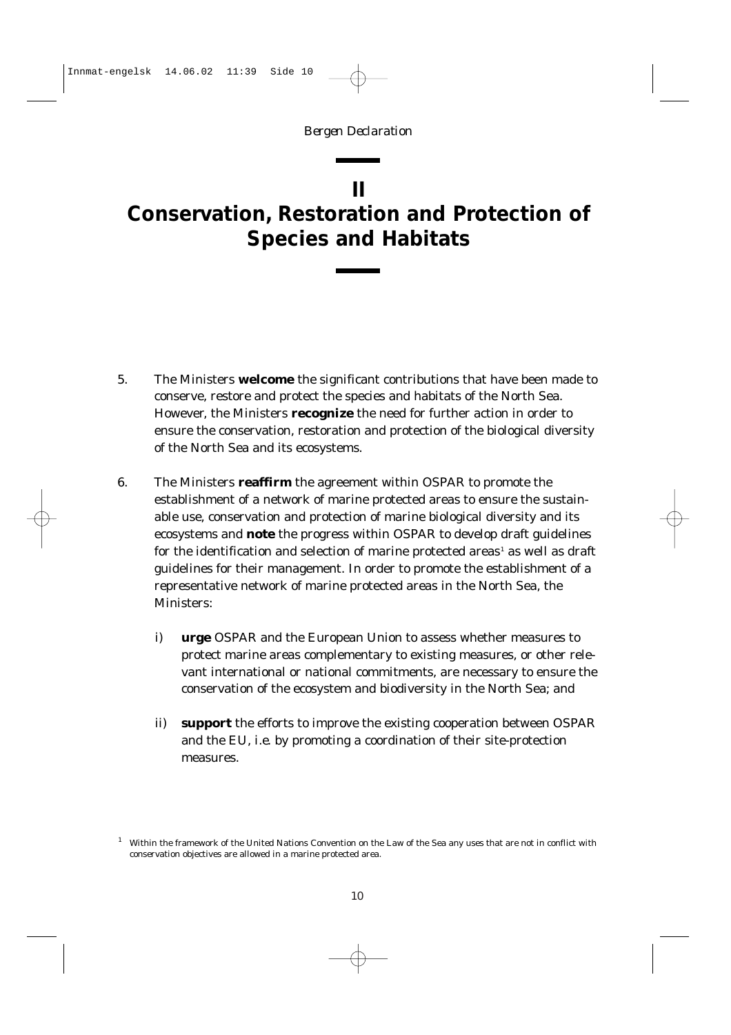# II
# Conservation, Restoration and Protection of Species and Habitats

5. The Ministers **welcome** the significant contributions that have been made to conserve, restore and protect the species and habitats of the North Sea. However, the Ministers **recognize** the need for further action in order to ensure the conservation, restoration and protection of the biological diversity of the North Sea and its ecosystems.

6. The Ministers **reaffirm** the agreement within OSPAR to promote the establishment of a network of marine protected areas to ensure the sustainable use, conservation and protection of marine biological diversity and its ecosystems and **note** the progress within OSPAR to develop draft guidelines for the identification and selection of marine protected areas[1] as well as draft guidelines for their management. In order to promote the establishment of a representative network of marine protected areas in the North Sea, the Ministers:

   i) **urge** OSPAR and the European Union to assess whether measures to protect marine areas complementary to existing measures, or other relevant international or national commitments, are necessary to ensure the conservation of the ecosystem and biodiversity in the North Sea; and

   ii) **support** the efforts to improve the existing cooperation between OSPAR and the EU, i.e. by promoting a coordination of their site-protection measures.

[1] Within the framework of the United Nations Convention on the Law of the Sea any uses that are not in conflict with conservation objectives are allowed in a marine protected area.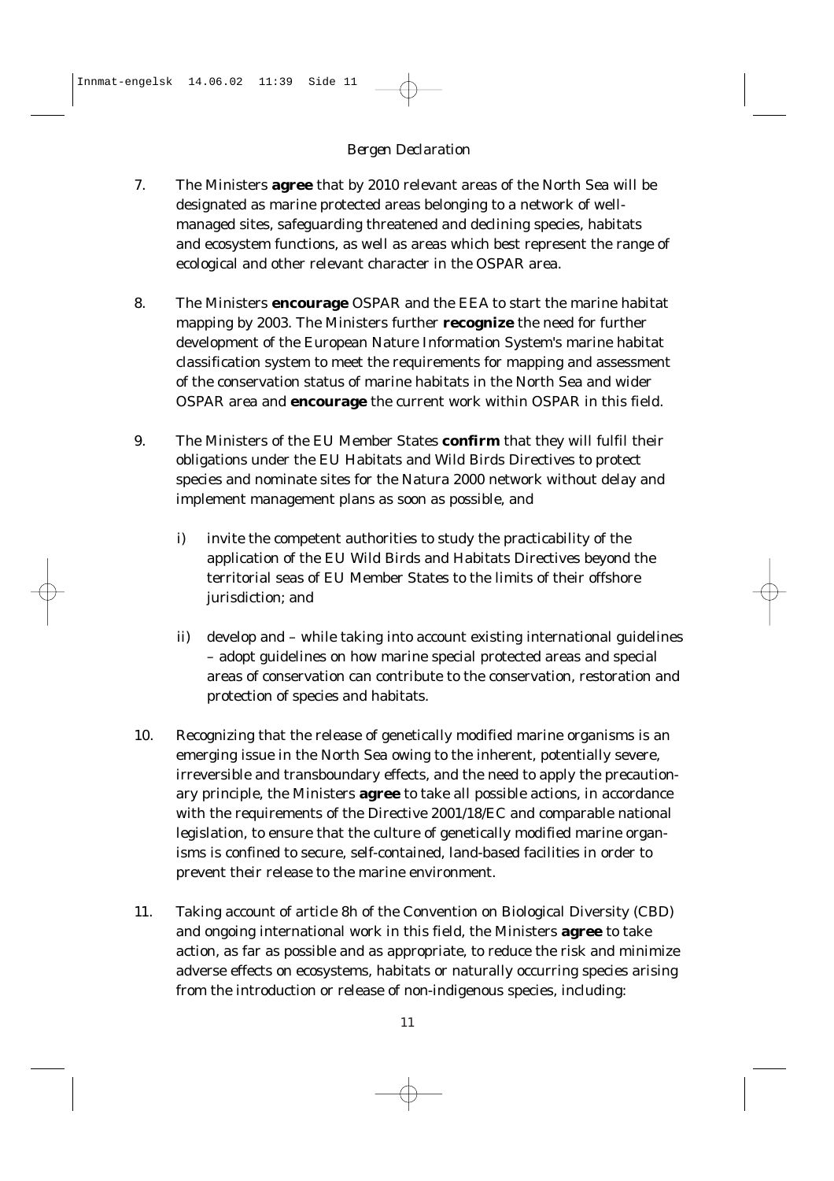7. The Ministers **agree** that by 2010 relevant areas of the North Sea will be designated as marine protected areas belonging to a network of well-managed sites, safeguarding threatened and declining species, habitats and ecosystem functions, as well as areas which best represent the range of ecological and other relevant character in the OSPAR area.

8. The Ministers **encourage** OSPAR and the EEA to start the marine habitat mapping by 2003. The Ministers further **recognize** the need for further development of the European Nature Information System's marine habitat classification system to meet the requirements for mapping and assessment of the conservation status of marine habitats in the North Sea and wider OSPAR area and **encourage** the current work within OSPAR in this field.

9. The Ministers of the EU Member States **confirm** that they will fulfil their obligations under the EU Habitats and Wild Birds Directives to protect species and nominate sites for the Natura 2000 network without delay and implement management plans as soon as possible, and

   i) invite the competent authorities to study the practicability of the application of the EU Wild Birds and Habitats Directives beyond the territorial seas of EU Member States to the limits of their offshore jurisdiction; and

   ii) develop and – while taking into account existing international guidelines – adopt guidelines on how marine special protected areas and special areas of conservation can contribute to the conservation, restoration and protection of species and habitats.

10. Recognizing that the release of genetically modified marine organisms is an emerging issue in the North Sea owing to the inherent, potentially severe, irreversible and transboundary effects, and the need to apply the precautionary principle, the Ministers **agree** to take all possible actions, in accordance with the requirements of the Directive 2001/18/EC and comparable national legislation, to ensure that the culture of genetically modified marine organisms is confined to secure, self-contained, land-based facilities in order to prevent their release to the marine environment.

11. Taking account of article 8h of the Convention on Biological Diversity (CBD) and ongoing international work in this field, the Ministers **agree** to take action, as far as possible and as appropriate, to reduce the risk and minimize adverse effects on ecosystems, habitats or naturally occurring species arising from the introduction or release of non-indigenous species, including: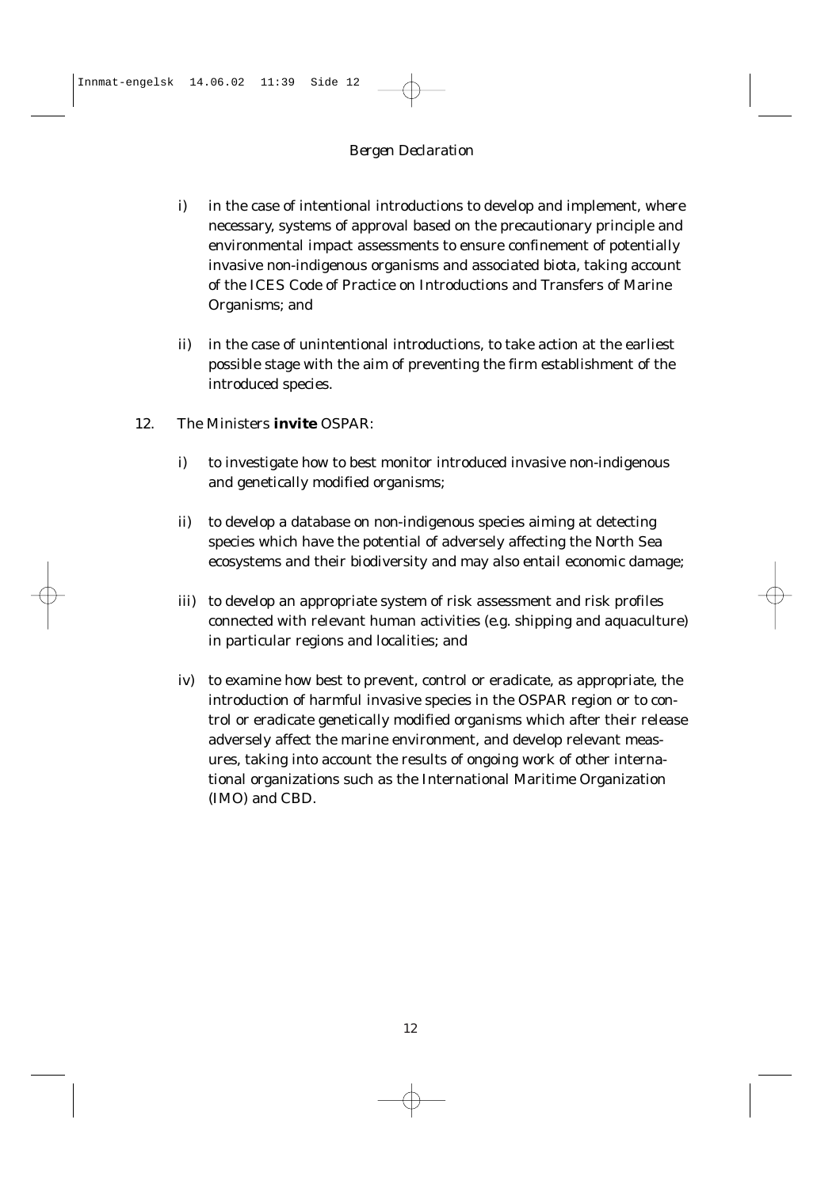i) in the case of intentional introductions to develop and implement, where necessary, systems of approval based on the precautionary principle and environmental impact assessments to ensure confinement of potentially invasive non-indigenous organisms and associated biota, taking account of the ICES Code of Practice on Introductions and Transfers of Marine Organisms; and

ii) in the case of unintentional introductions, to take action at the earliest possible stage with the aim of preventing the firm establishment of the introduced species.

12. The Ministers **invite** OSPAR:

i) to investigate how to best monitor introduced invasive non-indigenous and genetically modified organisms;

ii) to develop a database on non-indigenous species aiming at detecting species which have the potential of adversely affecting the North Sea ecosystems and their biodiversity and may also entail economic damage;

iii) to develop an appropriate system of risk assessment and risk profiles connected with relevant human activities (e.g. shipping and aquaculture) in particular regions and localities; and

iv) to examine how best to prevent, control or eradicate, as appropriate, the introduction of harmful invasive species in the OSPAR region or to control or eradicate genetically modified organisms which after their release adversely affect the marine environment, and develop relevant measures, taking into account the results of ongoing work of other international organizations such as the International Maritime Organization (IMO) and CBD.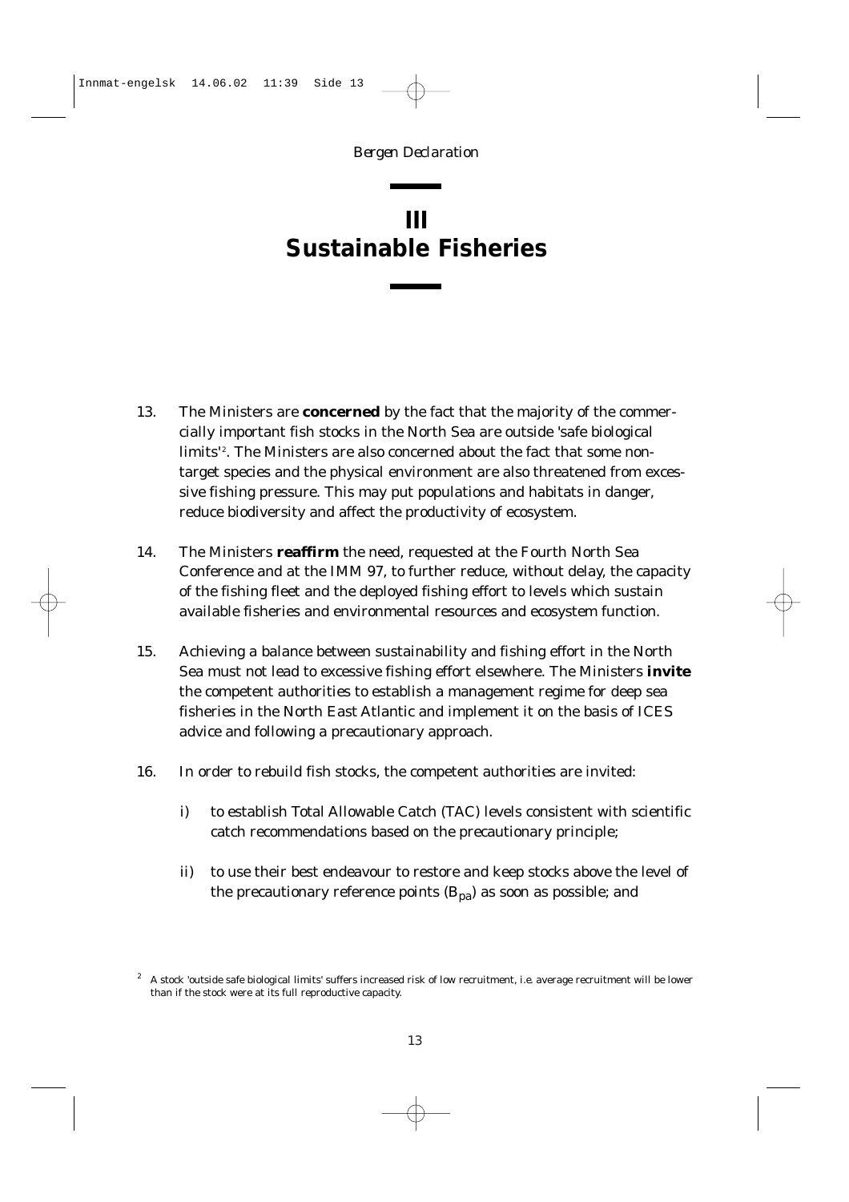# III
# Sustainable Fisheries

13. The Ministers are **concerned** by the fact that the majority of the commercially important fish stocks in the North Sea are outside 'safe biological limits'[2]. The Ministers are also concerned about the fact that some non-target species and the physical environment are also threatened from excessive fishing pressure. This may put populations and habitats in danger, reduce biodiversity and affect the productivity of ecosystem.

14. The Ministers **reaffirm** the need, requested at the Fourth North Sea Conference and at the IMM 97, to further reduce, without delay, the capacity of the fishing fleet and the deployed fishing effort to levels which sustain available fisheries and environmental resources and ecosystem function.

15. Achieving a balance between sustainability and fishing effort in the North Sea must not lead to excessive fishing effort elsewhere. The Ministers **invite** the competent authorities to establish a management regime for deep sea fisheries in the North East Atlantic and implement it on the basis of ICES advice and following a precautionary approach.

16. In order to rebuild fish stocks, the competent authorities are invited:

    i) to establish Total Allowable Catch (TAC) levels consistent with scientific catch recommendations based on the precautionary principle;

    ii) to use their best endeavour to restore and keep stocks above the level of the precautionary reference points ($B_{pa}$) as soon as possible; and

[2] A stock 'outside safe biological limits' suffers increased risk of low recruitment, i.e. average recruitment will be lower than if the stock were at its full reproductive capacity.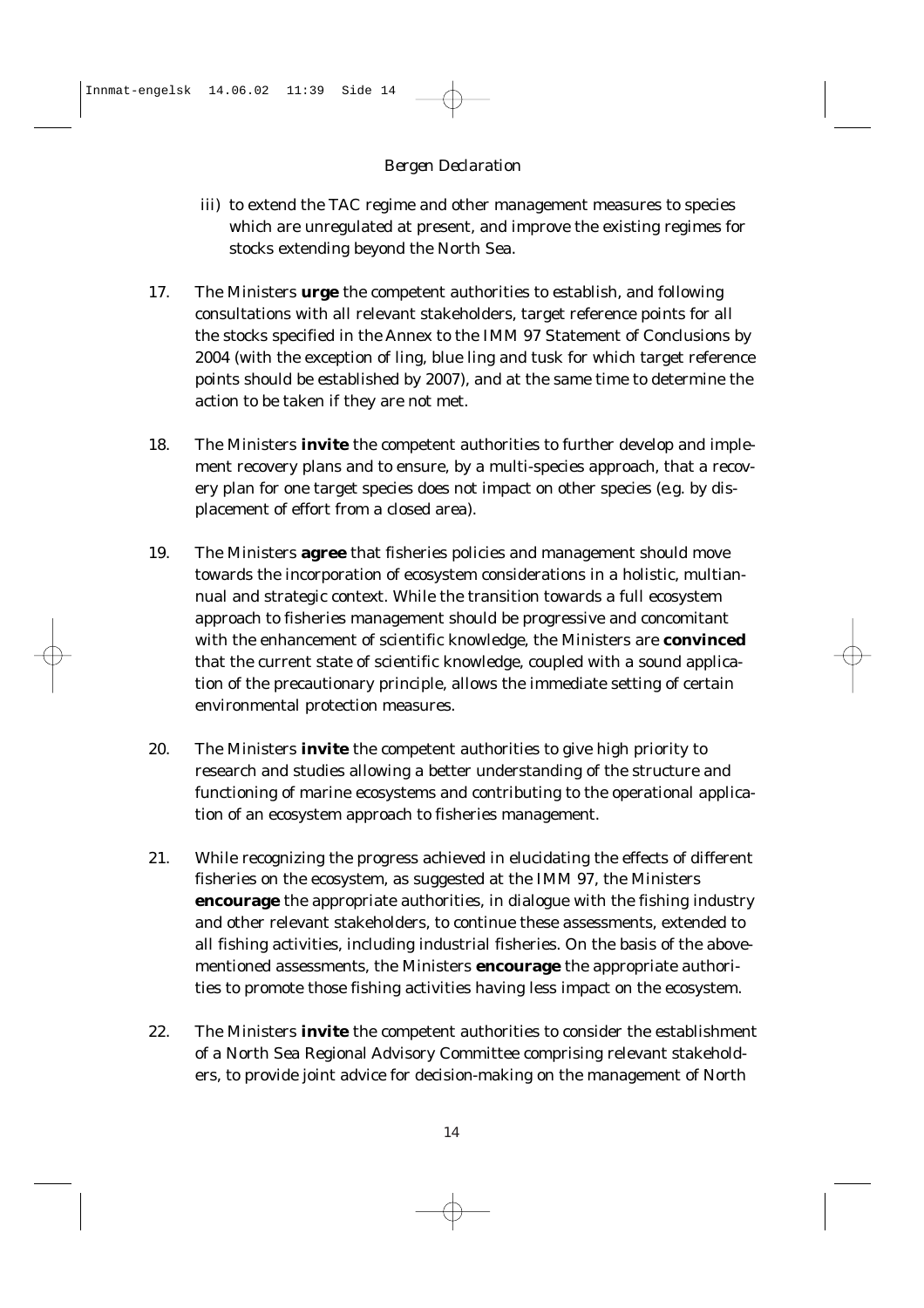iii) to extend the TAC regime and other management measures to species which are unregulated at present, and improve the existing regimes for stocks extending beyond the North Sea.

17. The Ministers **urge** the competent authorities to establish, and following consultations with all relevant stakeholders, target reference points for all the stocks specified in the Annex to the IMM 97 Statement of Conclusions by 2004 (with the exception of ling, blue ling and tusk for which target reference points should be established by 2007), and at the same time to determine the action to be taken if they are not met.

18. The Ministers **invite** the competent authorities to further develop and implement recovery plans and to ensure, by a multi-species approach, that a recovery plan for one target species does not impact on other species (e.g. by displacement of effort from a closed area).

19. The Ministers **agree** that fisheries policies and management should move towards the incorporation of ecosystem considerations in a holistic, multiannual and strategic context. While the transition towards a full ecosystem approach to fisheries management should be progressive and concomitant with the enhancement of scientific knowledge, the Ministers are **convinced** that the current state of scientific knowledge, coupled with a sound application of the precautionary principle, allows the immediate setting of certain environmental protection measures.

20. The Ministers **invite** the competent authorities to give high priority to research and studies allowing a better understanding of the structure and functioning of marine ecosystems and contributing to the operational application of an ecosystem approach to fisheries management.

21. While recognizing the progress achieved in elucidating the effects of different fisheries on the ecosystem, as suggested at the IMM 97, the Ministers **encourage** the appropriate authorities, in dialogue with the fishing industry and other relevant stakeholders, to continue these assessments, extended to all fishing activities, including industrial fisheries. On the basis of the abovementioned assessments, the Ministers **encourage** the appropriate authorities to promote those fishing activities having less impact on the ecosystem.

22. The Ministers **invite** the competent authorities to consider the establishment of a North Sea Regional Advisory Committee comprising relevant stakeholders, to provide joint advice for decision-making on the management of North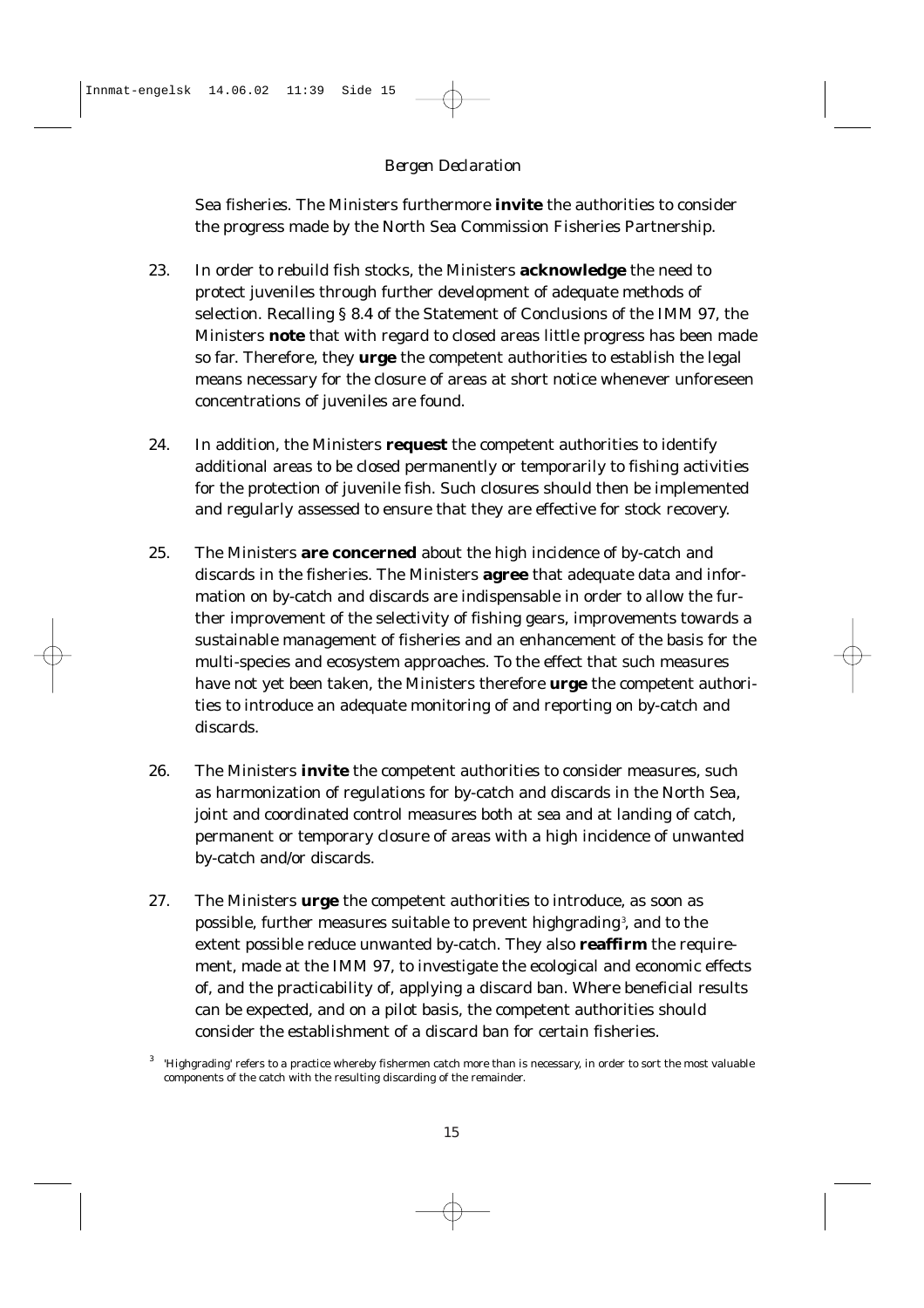Sea fisheries. The Ministers furthermore **invite** the authorities to consider the progress made by the North Sea Commission Fisheries Partnership.

23. In order to rebuild fish stocks, the Ministers **acknowledge** the need to protect juveniles through further development of adequate methods of selection. Recalling § 8.4 of the Statement of Conclusions of the IMM 97, the Ministers **note** that with regard to closed areas little progress has been made so far. Therefore, they **urge** the competent authorities to establish the legal means necessary for the closure of areas at short notice whenever unforeseen concentrations of juveniles are found.

24. In addition, the Ministers **request** the competent authorities to identify additional areas to be closed permanently or temporarily to fishing activities for the protection of juvenile fish. Such closures should then be implemented and regularly assessed to ensure that they are effective for stock recovery.

25. The Ministers **are concerned** about the high incidence of by-catch and discards in the fisheries. The Ministers **agree** that adequate data and information on by-catch and discards are indispensable in order to allow the further improvement of the selectivity of fishing gears, improvements towards a sustainable management of fisheries and an enhancement of the basis for the multi-species and ecosystem approaches. To the effect that such measures have not yet been taken, the Ministers therefore **urge** the competent authorities to introduce an adequate monitoring of and reporting on by-catch and discards.

26. The Ministers **invite** the competent authorities to consider measures, such as harmonization of regulations for by-catch and discards in the North Sea, joint and coordinated control measures both at sea and at landing of catch, permanent or temporary closure of areas with a high incidence of unwanted by-catch and/or discards.

27. The Ministers **urge** the competent authorities to introduce, as soon as possible, further measures suitable to prevent highgrading[3], and to the extent possible reduce unwanted by-catch. They also **reaffirm** the requirement, made at the IMM 97, to investigate the ecological and economic effects of, and the practicability of, applying a discard ban. Where beneficial results can be expected, and on a pilot basis, the competent authorities should consider the establishment of a discard ban for certain fisheries.

[3] 'Highgrading' refers to a practice whereby fishermen catch more than is necessary, in order to sort the most valuable components of the catch with the resulting discarding of the remainder.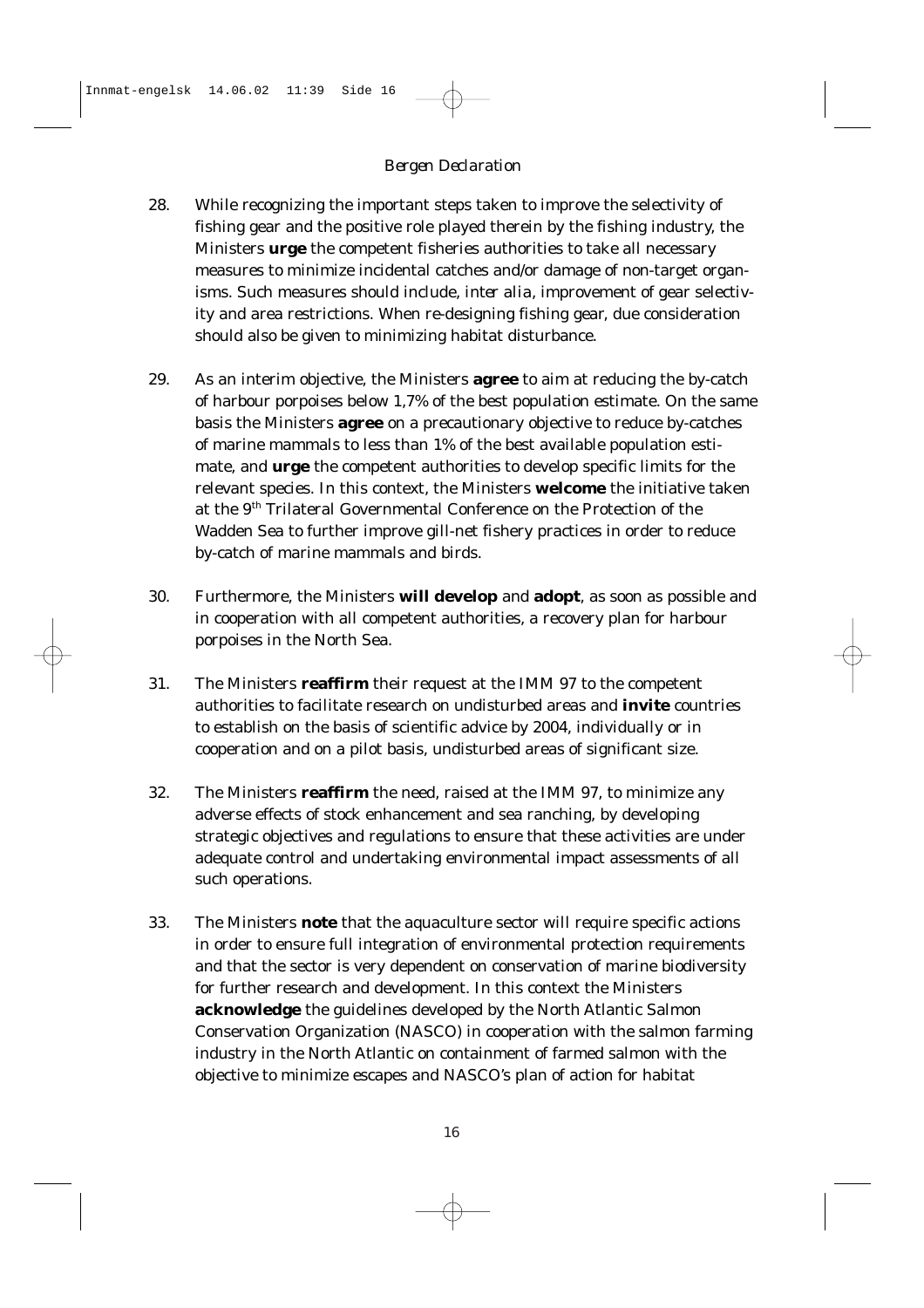28. While recognizing the important steps taken to improve the selectivity of fishing gear and the positive role played therein by the fishing industry, the Ministers **urge** the competent fisheries authorities to take all necessary measures to minimize incidental catches and/or damage of non-target organisms. Such measures should include, *inter alia*, improvement of gear selectivity and area restrictions. When re-designing fishing gear, due consideration should also be given to minimizing habitat disturbance.

29. As an interim objective, the Ministers **agree** to aim at reducing the by-catch of harbour porpoises below 1,7% of the best population estimate. On the same basis the Ministers **agree** on a precautionary objective to reduce by-catches of marine mammals to less than 1% of the best available population estimate, and **urge** the competent authorities to develop specific limits for the relevant species. In this context, the Ministers **welcome** the initiative taken at the 9th Trilateral Governmental Conference on the Protection of the Wadden Sea to further improve gill-net fishery practices in order to reduce by-catch of marine mammals and birds.

30. Furthermore, the Ministers **will develop** and **adopt**, as soon as possible and in cooperation with all competent authorities, a recovery plan for harbour porpoises in the North Sea.

31. The Ministers **reaffirm** their request at the IMM 97 to the competent authorities to facilitate research on undisturbed areas and **invite** countries to establish on the basis of scientific advice by 2004, individually or in cooperation and on a pilot basis, undisturbed areas of significant size.

32. The Ministers **reaffirm** the need, raised at the IMM 97, to minimize any adverse effects of stock enhancement and sea ranching, by developing strategic objectives and regulations to ensure that these activities are under adequate control and undertaking environmental impact assessments of all such operations.

33. The Ministers **note** that the aquaculture sector will require specific actions in order to ensure full integration of environmental protection requirements and that the sector is very dependent on conservation of marine biodiversity for further research and development. In this context the Ministers **acknowledge** the guidelines developed by the North Atlantic Salmon Conservation Organization (NASCO) in cooperation with the salmon farming industry in the North Atlantic on containment of farmed salmon with the objective to minimize escapes and NASCO's plan of action for habitat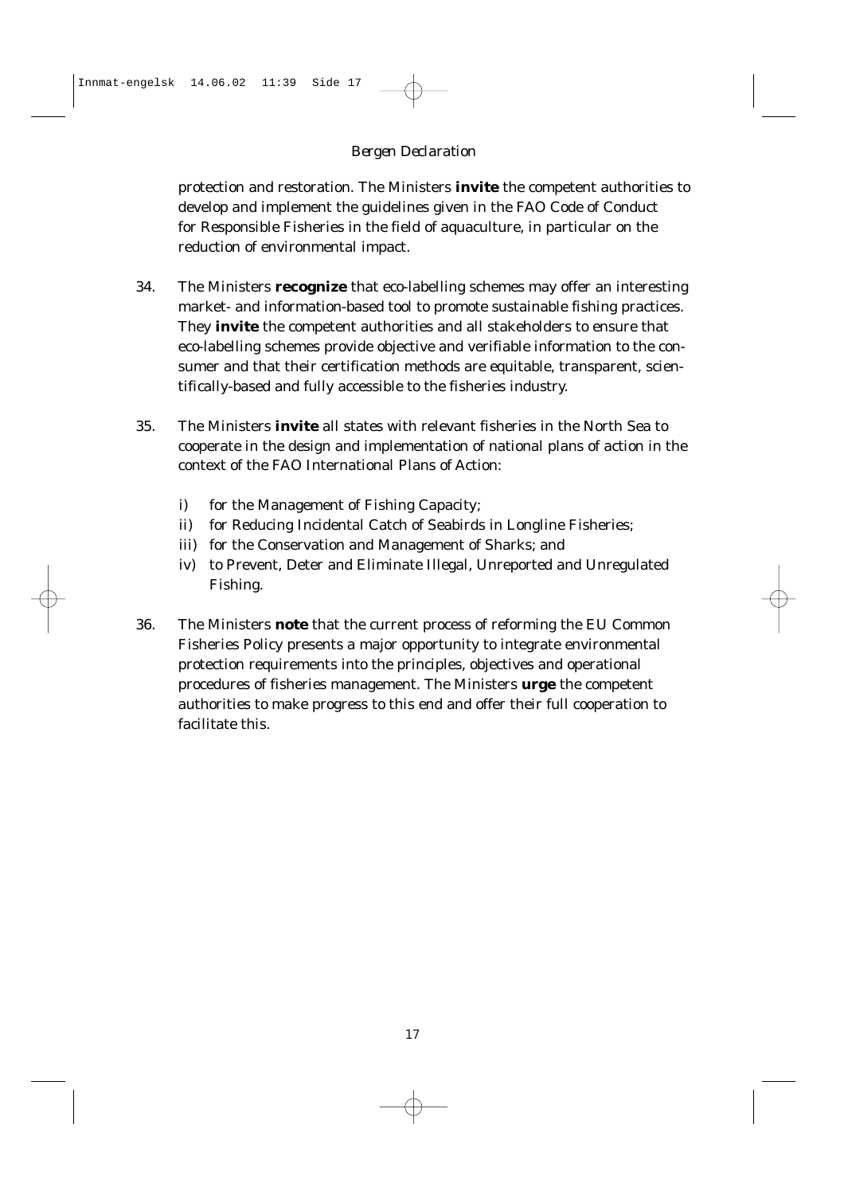protection and restoration. The Ministers **invite** the competent authorities to develop and implement the guidelines given in the FAO Code of Conduct for Responsible Fisheries in the field of aquaculture, in particular on the reduction of environmental impact.

34. The Ministers **recognize** that eco-labelling schemes may offer an interesting market- and information-based tool to promote sustainable fishing practices. They **invite** the competent authorities and all stakeholders to ensure that eco-labelling schemes provide objective and verifiable information to the consumer and that their certification methods are equitable, transparent, scientifically-based and fully accessible to the fisheries industry.

35. The Ministers **invite** all states with relevant fisheries in the North Sea to cooperate in the design and implementation of national plans of action in the context of the FAO International Plans of Action:

    i) for the Management of Fishing Capacity;
    ii) for Reducing Incidental Catch of Seabirds in Longline Fisheries;
    iii) for the Conservation and Management of Sharks; and
    iv) to Prevent, Deter and Eliminate Illegal, Unreported and Unregulated Fishing.

36. The Ministers **note** that the current process of reforming the EU Common Fisheries Policy presents a major opportunity to integrate environmental protection requirements into the principles, objectives and operational procedures of fisheries management. The Ministers **urge** the competent authorities to make progress to this end and offer their full cooperation to facilitate this.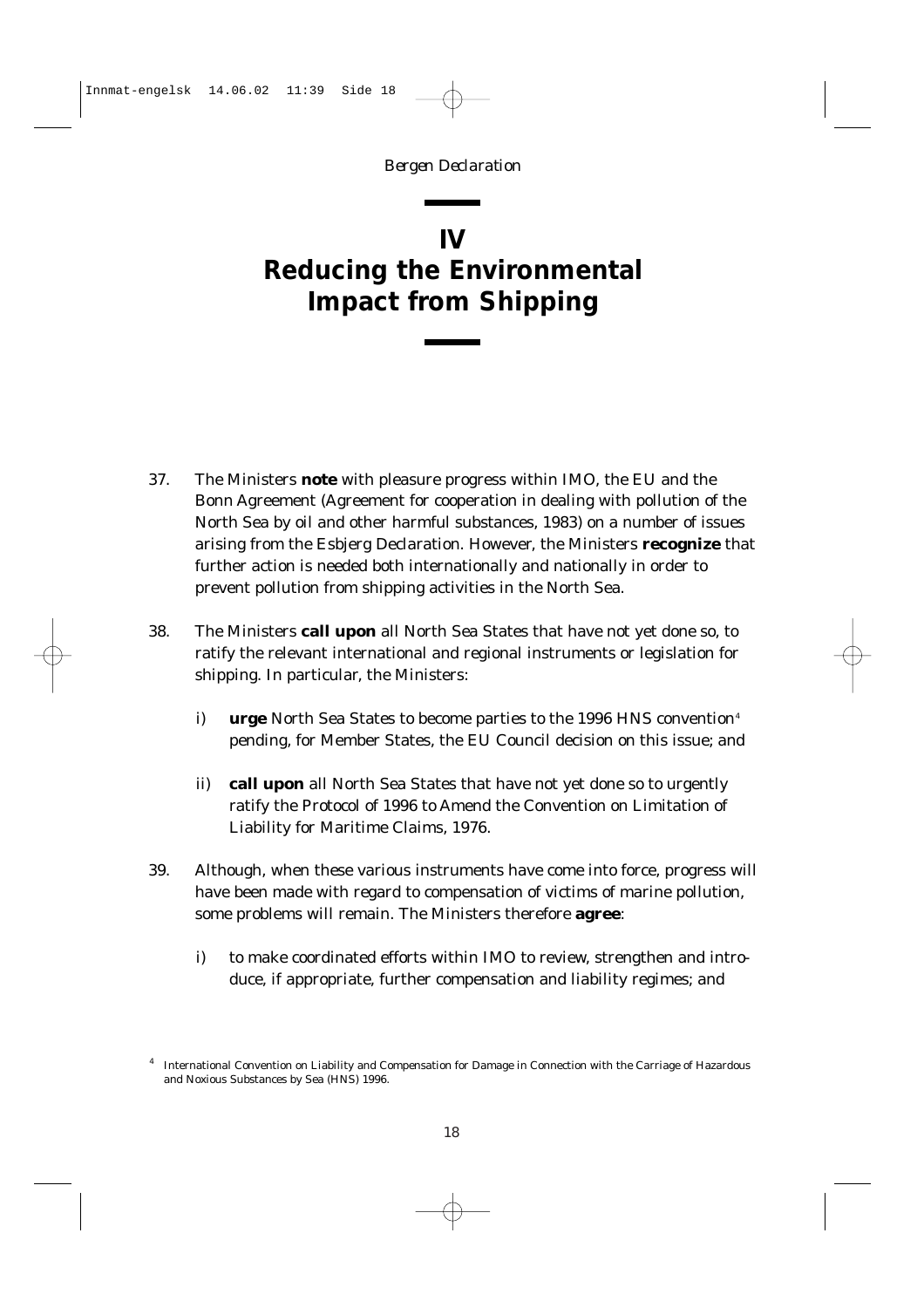# IV
# Reducing the Environmental Impact from Shipping

37. The Ministers **note** with pleasure progress within IMO, the EU and the Bonn Agreement (Agreement for cooperation in dealing with pollution of the North Sea by oil and other harmful substances, 1983) on a number of issues arising from the Esbjerg Declaration. However, the Ministers **recognize** that further action is needed both internationally and nationally in order to prevent pollution from shipping activities in the North Sea.

38. The Ministers **call upon** all North Sea States that have not yet done so, to ratify the relevant international and regional instruments or legislation for shipping. In particular, the Ministers:

    i) **urge** North Sea States to become parties to the 1996 HNS convention[4] pending, for Member States, the EU Council decision on this issue; and

    ii) **call upon** all North Sea States that have not yet done so to urgently ratify the Protocol of 1996 to Amend the Convention on Limitation of Liability for Maritime Claims, 1976.

39. Although, when these various instruments have come into force, progress will have been made with regard to compensation of victims of marine pollution, some problems will remain. The Ministers therefore **agree**:

    i) to make coordinated efforts within IMO to review, strengthen and introduce, if appropriate, further compensation and liability regimes; and

[4] International Convention on Liability and Compensation for Damage in Connection with the Carriage of Hazardous and Noxious Substances by Sea (HNS) 1996.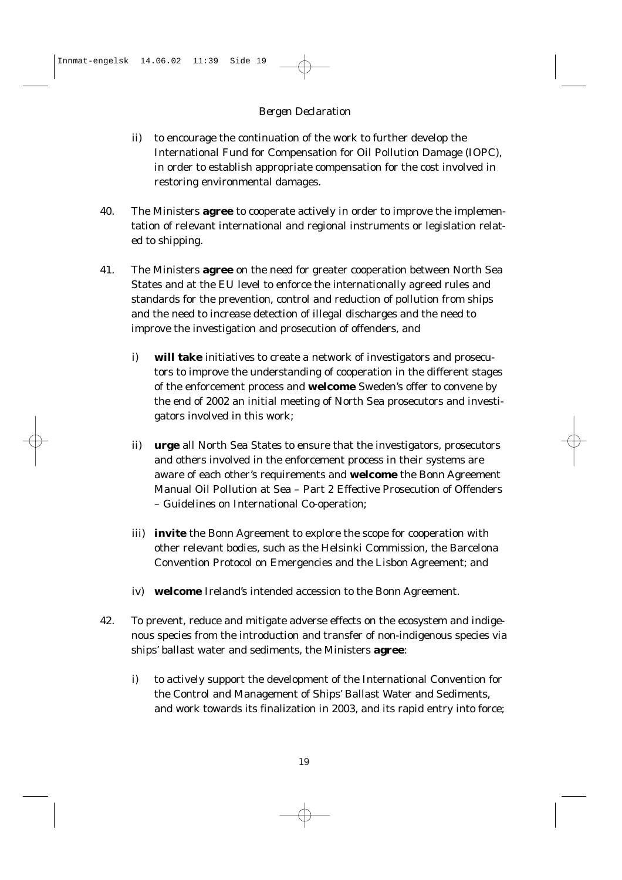ii) to encourage the continuation of the work to further develop the International Fund for Compensation for Oil Pollution Damage (IOPC), in order to establish appropriate compensation for the cost involved in restoring environmental damages.

40. The Ministers **agree** to cooperate actively in order to improve the implementation of relevant international and regional instruments or legislation related to shipping.

41. The Ministers **agree** on the need for greater cooperation between North Sea States and at the EU level to enforce the internationally agreed rules and standards for the prevention, control and reduction of pollution from ships and the need to increase detection of illegal discharges and the need to improve the investigation and prosecution of offenders, and

    i) **will take** initiatives to create a network of investigators and prosecutors to improve the understanding of cooperation in the different stages of the enforcement process and **welcome** Sweden's offer to convene by the end of 2002 an initial meeting of North Sea prosecutors and investigators involved in this work;

    ii) **urge** all North Sea States to ensure that the investigators, prosecutors and others involved in the enforcement process in their systems are aware of each other's requirements and **welcome** the Bonn Agreement Manual Oil Pollution at Sea – Part 2 Effective Prosecution of Offenders – Guidelines on International Co-operation;

    iii) **invite** the Bonn Agreement to explore the scope for cooperation with other relevant bodies, such as the Helsinki Commission, the Barcelona Convention Protocol on Emergencies and the Lisbon Agreement; and

    iv) **welcome** Ireland's intended accession to the Bonn Agreement.

42. To prevent, reduce and mitigate adverse effects on the ecosystem and indigenous species from the introduction and transfer of non-indigenous species via ships' ballast water and sediments, the Ministers **agree**:

    i) to actively support the development of the International Convention for the Control and Management of Ships' Ballast Water and Sediments, and work towards its finalization in 2003, and its rapid entry into force;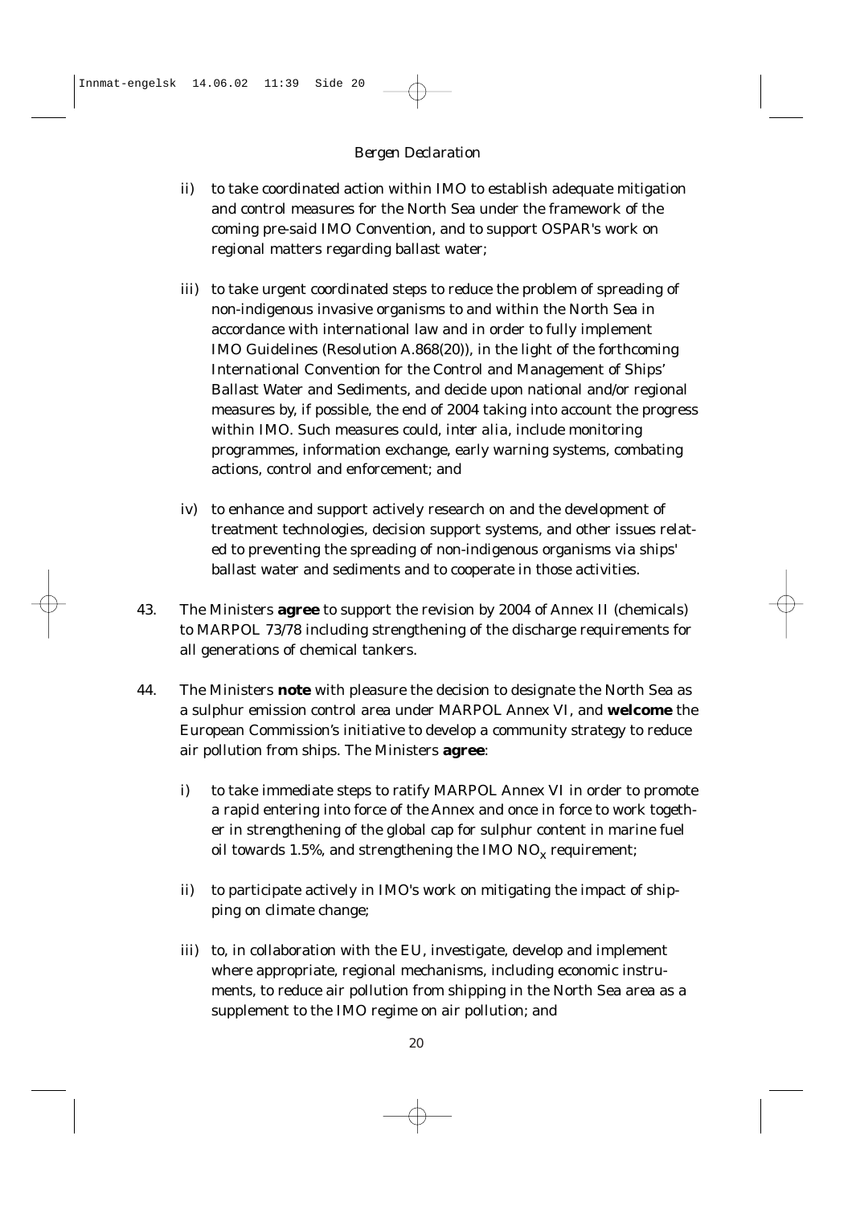ii) to take coordinated action within IMO to establish adequate mitigation and control measures for the North Sea under the framework of the coming pre-said IMO Convention, and to support OSPAR's work on regional matters regarding ballast water;

iii) to take urgent coordinated steps to reduce the problem of spreading of non-indigenous invasive organisms to and within the North Sea in accordance with international law and in order to fully implement IMO Guidelines (Resolution A.868(20)), in the light of the forthcoming International Convention for the Control and Management of Ships' Ballast Water and Sediments, and decide upon national and/or regional measures by, if possible, the end of 2004 taking into account the progress within IMO. Such measures could, *inter alia*, include monitoring programmes, information exchange, early warning systems, combating actions, control and enforcement; and

iv) to enhance and support actively research on and the development of treatment technologies, decision support systems, and other issues related to preventing the spreading of non-indigenous organisms via ships' ballast water and sediments and to cooperate in those activities.

43. The Ministers **agree** to support the revision by 2004 of Annex II (chemicals) to MARPOL 73/78 including strengthening of the discharge requirements for all generations of chemical tankers.

44. The Ministers **note** with pleasure the decision to designate the North Sea as a sulphur emission control area under MARPOL Annex VI, and **welcome** the European Commission's initiative to develop a community strategy to reduce air pollution from ships. The Ministers **agree**:

i) to take immediate steps to ratify MARPOL Annex VI in order to promote a rapid entering into force of the Annex and once in force to work together in strengthening of the global cap for sulphur content in marine fuel oil towards 1.5%, and strengthening the IMO $NO_x$ requirement;

ii) to participate actively in IMO's work on mitigating the impact of shipping on climate change;

iii) to, in collaboration with the EU, investigate, develop and implement where appropriate, regional mechanisms, including economic instruments, to reduce air pollution from shipping in the North Sea area as a supplement to the IMO regime on air pollution; and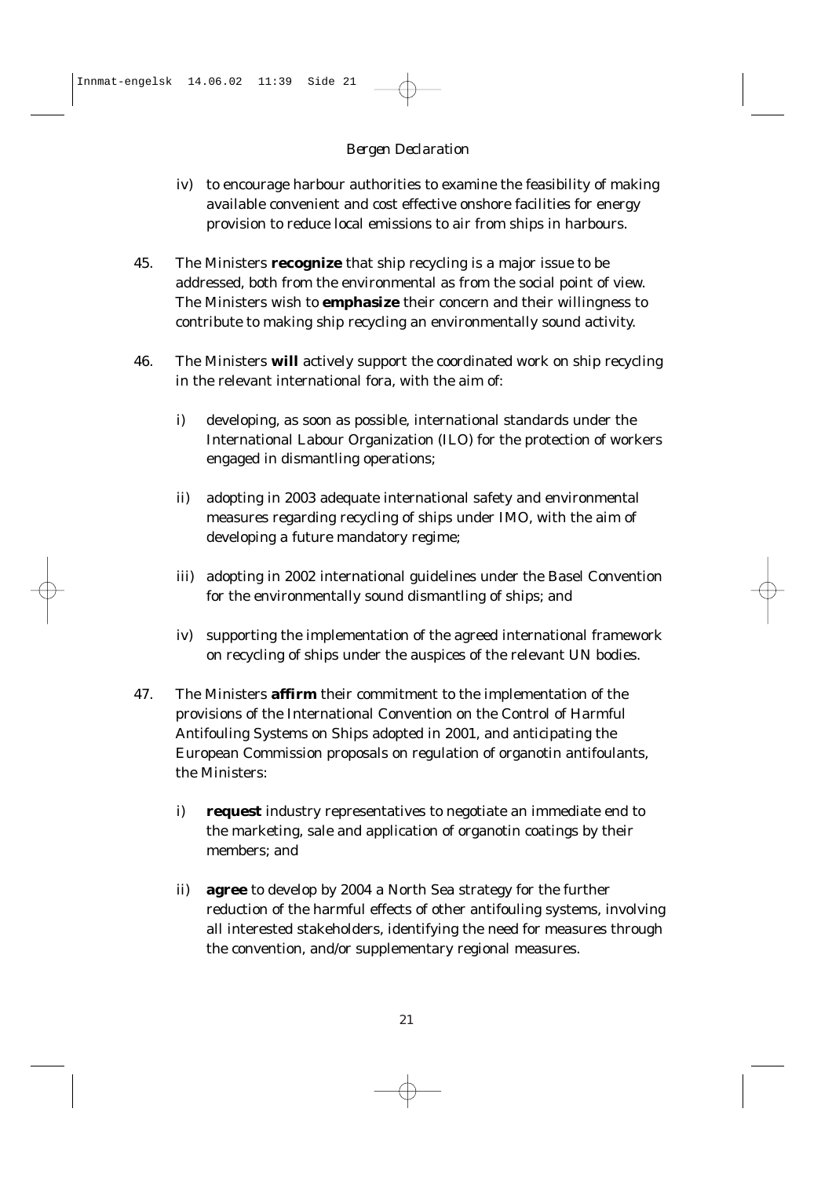iv) to encourage harbour authorities to examine the feasibility of making available convenient and cost effective onshore facilities for energy provision to reduce local emissions to air from ships in harbours.

45. The Ministers **recognize** that ship recycling is a major issue to be addressed, both from the environmental as from the social point of view. The Ministers wish to **emphasize** their concern and their willingness to contribute to making ship recycling an environmentally sound activity.

46. The Ministers **will** actively support the coordinated work on ship recycling in the relevant international fora, with the aim of:

    i) developing, as soon as possible, international standards under the International Labour Organization (ILO) for the protection of workers engaged in dismantling operations;

    ii) adopting in 2003 adequate international safety and environmental measures regarding recycling of ships under IMO, with the aim of developing a future mandatory regime;

    iii) adopting in 2002 international guidelines under the Basel Convention for the environmentally sound dismantling of ships; and

    iv) supporting the implementation of the agreed international framework on recycling of ships under the auspices of the relevant UN bodies.

47. The Ministers **affirm** their commitment to the implementation of the provisions of the International Convention on the Control of Harmful Antifouling Systems on Ships adopted in 2001, and anticipating the European Commission proposals on regulation of organotin antifoulants, the Ministers:

    i) **request** industry representatives to negotiate an immediate end to the marketing, sale and application of organotin coatings by their members; and

    ii) **agree** to develop by 2004 a North Sea strategy for the further reduction of the harmful effects of other antifouling systems, involving all interested stakeholders, identifying the need for measures through the convention, and/or supplementary regional measures.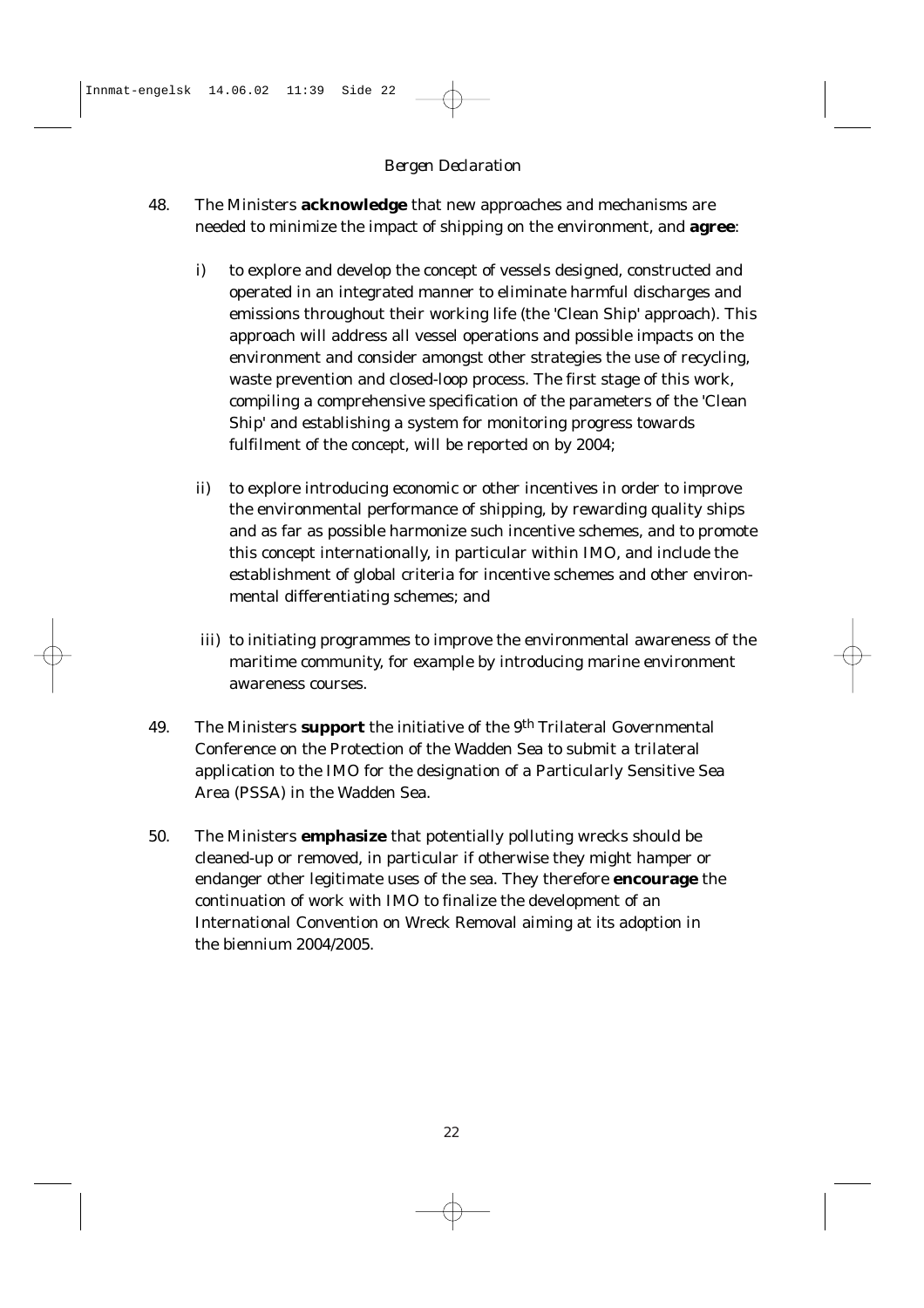48. The Ministers **acknowledge** that new approaches and mechanisms are needed to minimize the impact of shipping on the environment, and **agree**:

   i) to explore and develop the concept of vessels designed, constructed and operated in an integrated manner to eliminate harmful discharges and emissions throughout their working life (the 'Clean Ship' approach). This approach will address all vessel operations and possible impacts on the environment and consider amongst other strategies the use of recycling, waste prevention and closed-loop process. The first stage of this work, compiling a comprehensive specification of the parameters of the 'Clean Ship' and establishing a system for monitoring progress towards fulfilment of the concept, will be reported on by 2004;

   ii) to explore introducing economic or other incentives in order to improve the environmental performance of shipping, by rewarding quality ships and as far as possible harmonize such incentive schemes, and to promote this concept internationally, in particular within IMO, and include the establishment of global criteria for incentive schemes and other environmental differentiating schemes; and

   iii) to initiating programmes to improve the environmental awareness of the maritime community, for example by introducing marine environment awareness courses.

49. The Ministers **support** the initiative of the 9th Trilateral Governmental Conference on the Protection of the Wadden Sea to submit a trilateral application to the IMO for the designation of a Particularly Sensitive Sea Area (PSSA) in the Wadden Sea.

50. The Ministers **emphasize** that potentially polluting wrecks should be cleaned-up or removed, in particular if otherwise they might hamper or endanger other legitimate uses of the sea. They therefore **encourage** the continuation of work with IMO to finalize the development of an International Convention on Wreck Removal aiming at its adoption in the biennium 2004/2005.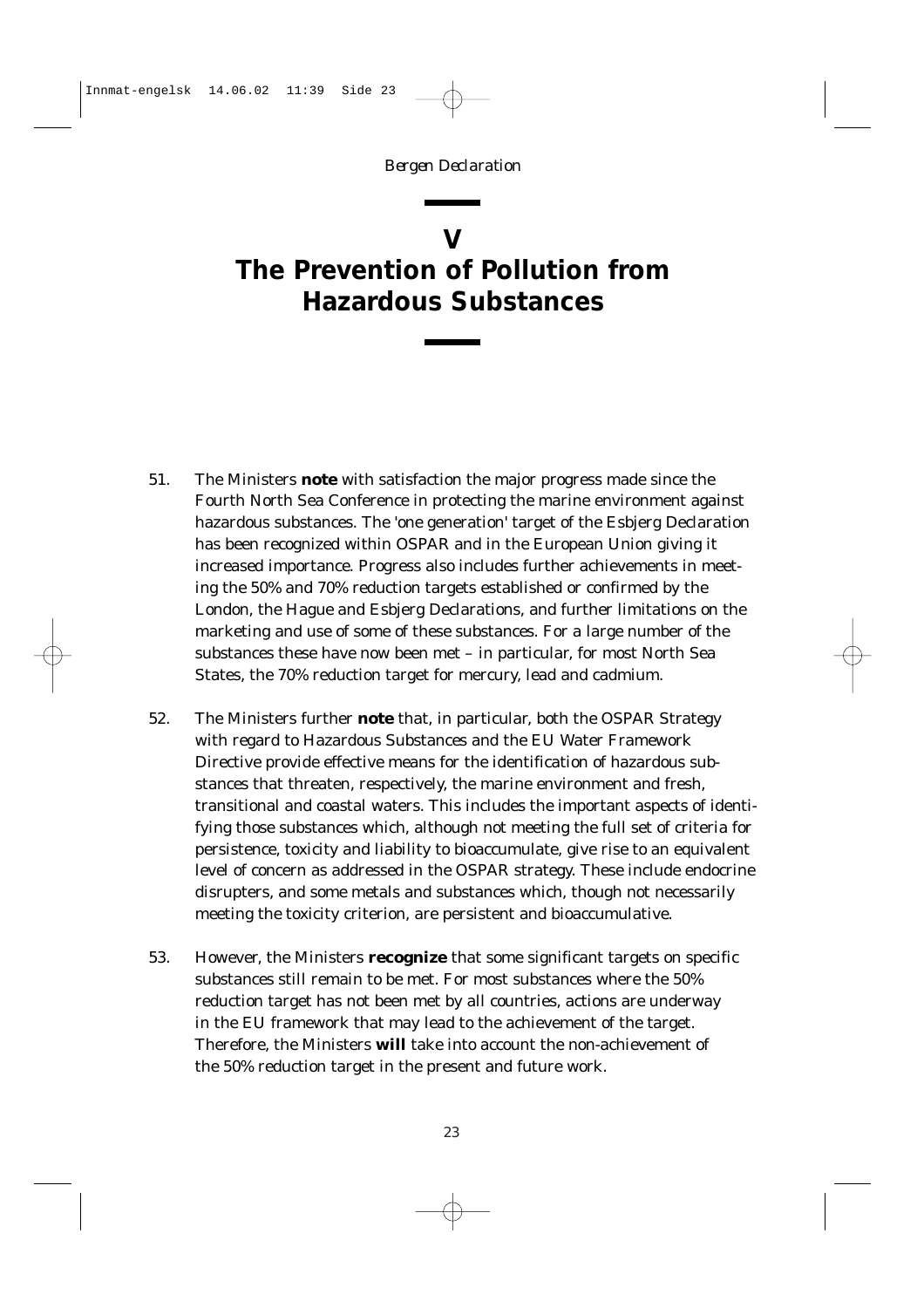# V
# The Prevention of Pollution from Hazardous Substances

51. The Ministers **note** with satisfaction the major progress made since the Fourth North Sea Conference in protecting the marine environment against hazardous substances. The 'one generation' target of the Esbjerg Declaration has been recognized within OSPAR and in the European Union giving it increased importance. Progress also includes further achievements in meeting the 50% and 70% reduction targets established or confirmed by the London, the Hague and Esbjerg Declarations, and further limitations on the marketing and use of some of these substances. For a large number of the substances these have now been met – in particular, for most North Sea States, the 70% reduction target for mercury, lead and cadmium.

52. The Ministers further **note** that, in particular, both the OSPAR Strategy with regard to Hazardous Substances and the EU Water Framework Directive provide effective means for the identification of hazardous substances that threaten, respectively, the marine environment and fresh, transitional and coastal waters. This includes the important aspects of identifying those substances which, although not meeting the full set of criteria for persistence, toxicity and liability to bioaccumulate, give rise to an equivalent level of concern as addressed in the OSPAR strategy. These include endocrine disrupters, and some metals and substances which, though not necessarily meeting the toxicity criterion, are persistent and bioaccumulative.

53. However, the Ministers **recognize** that some significant targets on specific substances still remain to be met. For most substances where the 50% reduction target has not been met by all countries, actions are underway in the EU framework that may lead to the achievement of the target. Therefore, the Ministers **will** take into account the non-achievement of the 50% reduction target in the present and future work.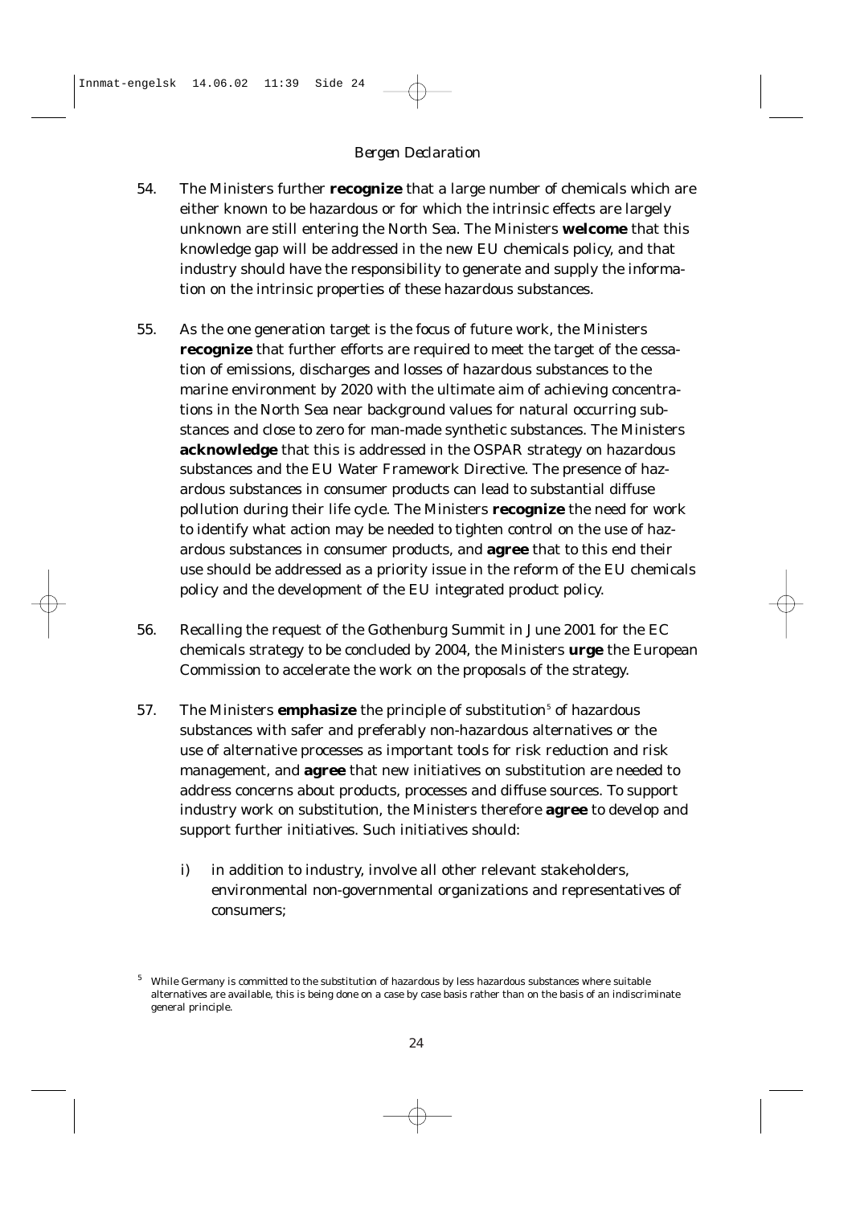54. The Ministers further **recognize** that a large number of chemicals which are either known to be hazardous or for which the intrinsic effects are largely unknown are still entering the North Sea. The Ministers **welcome** that this knowledge gap will be addressed in the new EU chemicals policy, and that industry should have the responsibility to generate and supply the information on the intrinsic properties of these hazardous substances.

55. As the one generation target is the focus of future work, the Ministers **recognize** that further efforts are required to meet the target of the cessation of emissions, discharges and losses of hazardous substances to the marine environment by 2020 with the ultimate aim of achieving concentrations in the North Sea near background values for natural occurring substances and close to zero for man-made synthetic substances. The Ministers **acknowledge** that this is addressed in the OSPAR strategy on hazardous substances and the EU Water Framework Directive. The presence of hazardous substances in consumer products can lead to substantial diffuse pollution during their life cycle. The Ministers **recognize** the need for work to identify what action may be needed to tighten control on the use of hazardous substances in consumer products, and **agree** that to this end their use should be addressed as a priority issue in the reform of the EU chemicals policy and the development of the EU integrated product policy.

56. Recalling the request of the Gothenburg Summit in June 2001 for the EC chemicals strategy to be concluded by 2004, the Ministers **urge** the European Commission to accelerate the work on the proposals of the strategy.

57. The Ministers **emphasize** the principle of substitution[5] of hazardous substances with safer and preferably non-hazardous alternatives or the use of alternative processes as important tools for risk reduction and risk management, and **agree** that new initiatives on substitution are needed to address concerns about products, processes and diffuse sources. To support industry work on substitution, the Ministers therefore **agree** to develop and support further initiatives. Such initiatives should:

    i) in addition to industry, involve all other relevant stakeholders, environmental non-governmental organizations and representatives of consumers;

[5] While Germany is committed to the substitution of hazardous by less hazardous substances where suitable alternatives are available, this is being done on a case by case basis rather than on the basis of an indiscriminate general principle.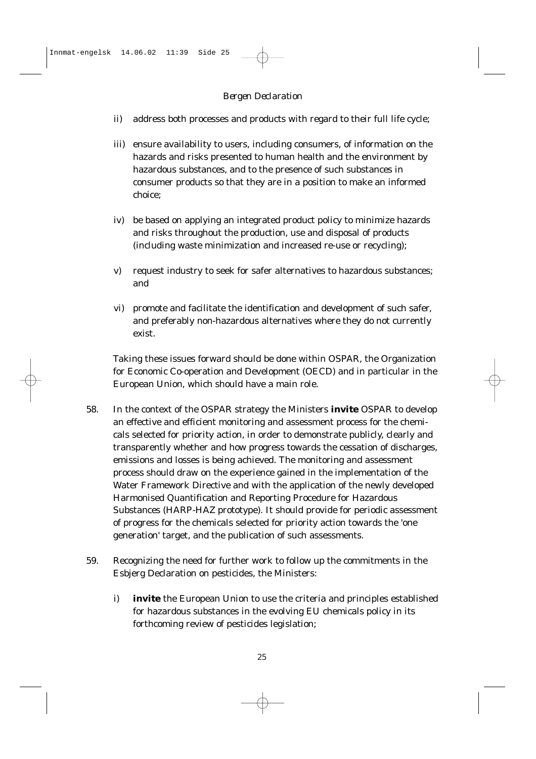ii) address both processes and products with regard to their full life cycle;

iii) ensure availability to users, including consumers, of information on the hazards and risks presented to human health and the environment by hazardous substances, and to the presence of such substances in consumer products so that they are in a position to make an informed choice;

iv) be based on applying an integrated product policy to minimize hazards and risks throughout the production, use and disposal of products (including waste minimization and increased re-use or recycling);

v) request industry to seek for safer alternatives to hazardous substances; and

vi) promote and facilitate the identification and development of such safer, and preferably non-hazardous alternatives where they do not currently exist.

Taking these issues forward should be done within OSPAR, the Organization for Economic Co-operation and Development (OECD) and in particular in the European Union, which should have a main role.

58. In the context of the OSPAR strategy the Ministers **invite** OSPAR to develop an effective and efficient monitoring and assessment process for the chemicals selected for priority action, in order to demonstrate publicly, clearly and transparently whether and how progress towards the cessation of discharges, emissions and losses is being achieved. The monitoring and assessment process should draw on the experience gained in the implementation of the Water Framework Directive and with the application of the newly developed Harmonised Quantification and Reporting Procedure for Hazardous Substances (HARP-HAZ prototype). It should provide for periodic assessment of progress for the chemicals selected for priority action towards the 'one generation' target, and the publication of such assessments.

59. Recognizing the need for further work to follow up the commitments in the Esbjerg Declaration on pesticides, the Ministers:

    i) **invite** the European Union to use the criteria and principles established for hazardous substances in the evolving EU chemicals policy in its forthcoming review of pesticides legislation;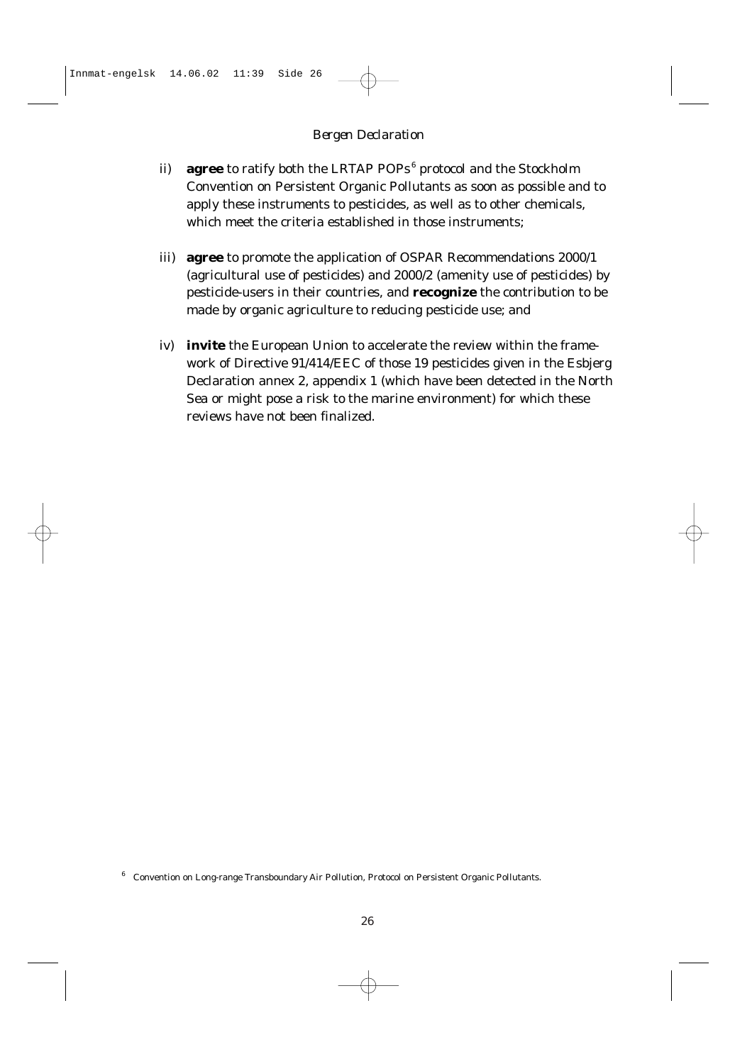ii) **agree** to ratify both the LRTAP POPs[6] protocol and the Stockholm Convention on Persistent Organic Pollutants as soon as possible and to apply these instruments to pesticides, as well as to other chemicals, which meet the criteria established in those instruments;

iii) **agree** to promote the application of OSPAR Recommendations 2000/1 (agricultural use of pesticides) and 2000/2 (amenity use of pesticides) by pesticide-users in their countries, and **recognize** the contribution to be made by organic agriculture to reducing pesticide use; and

iv) **invite** the European Union to accelerate the review within the framework of Directive 91/414/EEC of those 19 pesticides given in the Esbjerg Declaration annex 2, appendix 1 (which have been detected in the North Sea or might pose a risk to the marine environment) for which these reviews have not been finalized.

[6] Convention on Long-range Transboundary Air Pollution, Protocol on Persistent Organic Pollutants.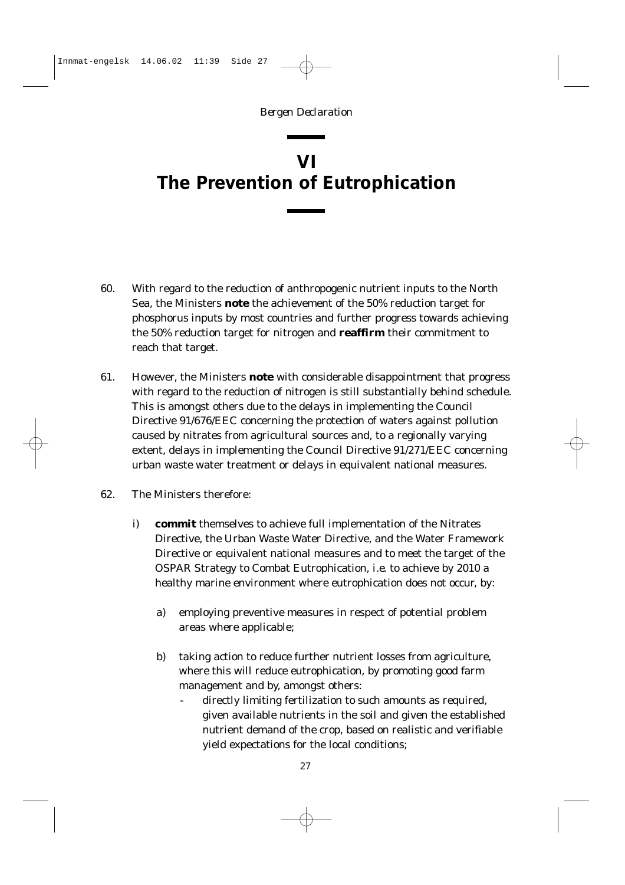# VI
# The Prevention of Eutrophication

60. With regard to the reduction of anthropogenic nutrient inputs to the North Sea, the Ministers **note** the achievement of the 50% reduction target for phosphorus inputs by most countries and further progress towards achieving the 50% reduction target for nitrogen and **reaffirm** their commitment to reach that target.

61. However, the Ministers **note** with considerable disappointment that progress with regard to the reduction of nitrogen is still substantially behind schedule. This is amongst others due to the delays in implementing the Council Directive 91/676/EEC concerning the protection of waters against pollution caused by nitrates from agricultural sources and, to a regionally varying extent, delays in implementing the Council Directive 91/271/EEC concerning urban waste water treatment or delays in equivalent national measures.

62. The Ministers therefore:

    i) **commit** themselves to achieve full implementation of the Nitrates Directive, the Urban Waste Water Directive, and the Water Framework Directive or equivalent national measures and to meet the target of the OSPAR Strategy to Combat Eutrophication, i.e. to achieve by 2010 a healthy marine environment where eutrophication does not occur, by:

        a) employing preventive measures in respect of potential problem areas where applicable;

        b) taking action to reduce further nutrient losses from agriculture, where this will reduce eutrophication, by promoting good farm management and by, amongst others:
            - directly limiting fertilization to such amounts as required, given available nutrients in the soil and given the established nutrient demand of the crop, based on realistic and verifiable yield expectations for the local conditions;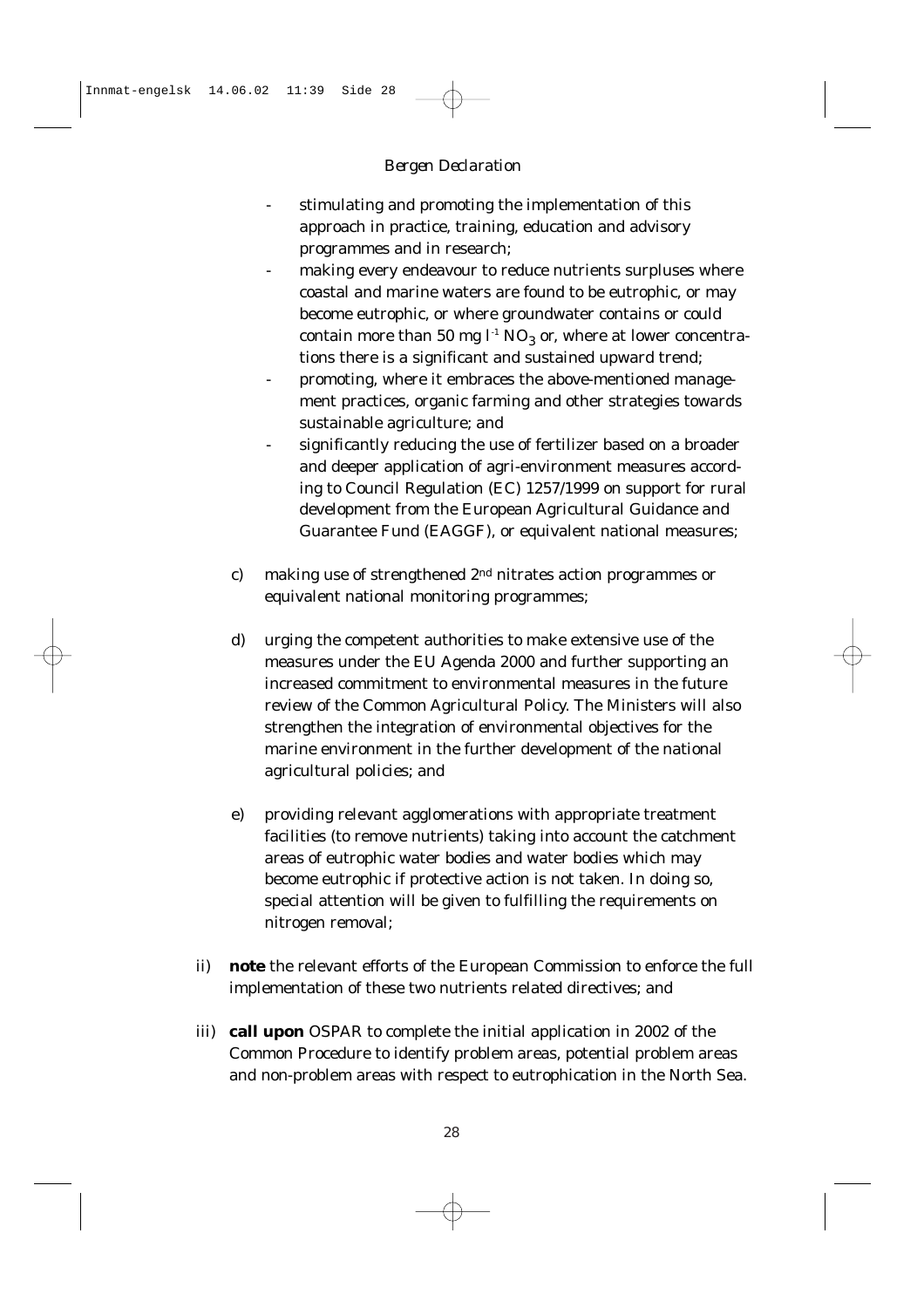- stimulating and promoting the implementation of this approach in practice, training, education and advisory programmes and in research;
- making every endeavour to reduce nutrients surpluses where coastal and marine waters are found to be eutrophic, or may become eutrophic, or where groundwater contains or could contain more than 50 mg $l^{-1}$ $NO_3$ or, where at lower concentrations there is a significant and sustained upward trend;
- promoting, where it embraces the above-mentioned management practices, organic farming and other strategies towards sustainable agriculture; and
- significantly reducing the use of fertilizer based on a broader and deeper application of agri-environment measures according to Council Regulation (EC) 1257/1999 on support for rural development from the European Agricultural Guidance and Guarantee Fund (EAGGF), or equivalent national measures;

c) making use of strengthened 2nd nitrates action programmes or equivalent national monitoring programmes;

d) urging the competent authorities to make extensive use of the measures under the EU Agenda 2000 and further supporting an increased commitment to environmental measures in the future review of the Common Agricultural Policy. The Ministers will also strengthen the integration of environmental objectives for the marine environment in the further development of the national agricultural policies; and

e) providing relevant agglomerations with appropriate treatment facilities (to remove nutrients) taking into account the catchment areas of eutrophic water bodies and water bodies which may become eutrophic if protective action is not taken. In doing so, special attention will be given to fulfilling the requirements on nitrogen removal;

ii) **note** the relevant efforts of the European Commission to enforce the full implementation of these two nutrients related directives; and

iii) **call upon** OSPAR to complete the initial application in 2002 of the Common Procedure to identify problem areas, potential problem areas and non-problem areas with respect to eutrophication in the North Sea.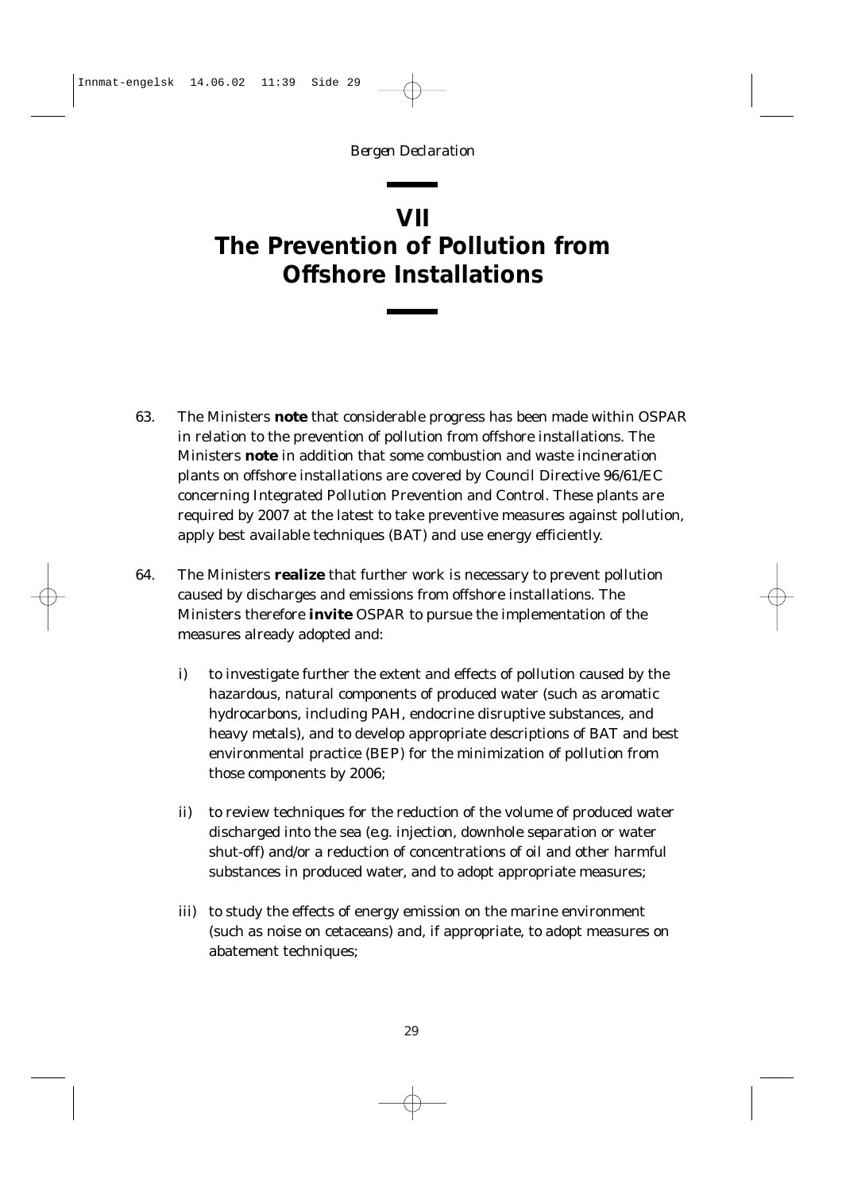# VII
# The Prevention of Pollution from Offshore Installations

63. The Ministers **note** that considerable progress has been made within OSPAR in relation to the prevention of pollution from offshore installations. The Ministers **note** in addition that some combustion and waste incineration plants on offshore installations are covered by Council Directive 96/61/EC concerning Integrated Pollution Prevention and Control. These plants are required by 2007 at the latest to take preventive measures against pollution, apply best available techniques (BAT) and use energy efficiently.

64. The Ministers **realize** that further work is necessary to prevent pollution caused by discharges and emissions from offshore installations. The Ministers therefore **invite** OSPAR to pursue the implementation of the measures already adopted and:

    i) to investigate further the extent and effects of pollution caused by the hazardous, natural components of produced water (such as aromatic hydrocarbons, including PAH, endocrine disruptive substances, and heavy metals), and to develop appropriate descriptions of BAT and best environmental practice (BEP) for the minimization of pollution from those components by 2006;

    ii) to review techniques for the reduction of the volume of produced water discharged into the sea (e.g. injection, downhole separation or water shut-off) and/or a reduction of concentrations of oil and other harmful substances in produced water, and to adopt appropriate measures;

    iii) to study the effects of energy emission on the marine environment (such as noise on cetaceans) and, if appropriate, to adopt measures on abatement techniques;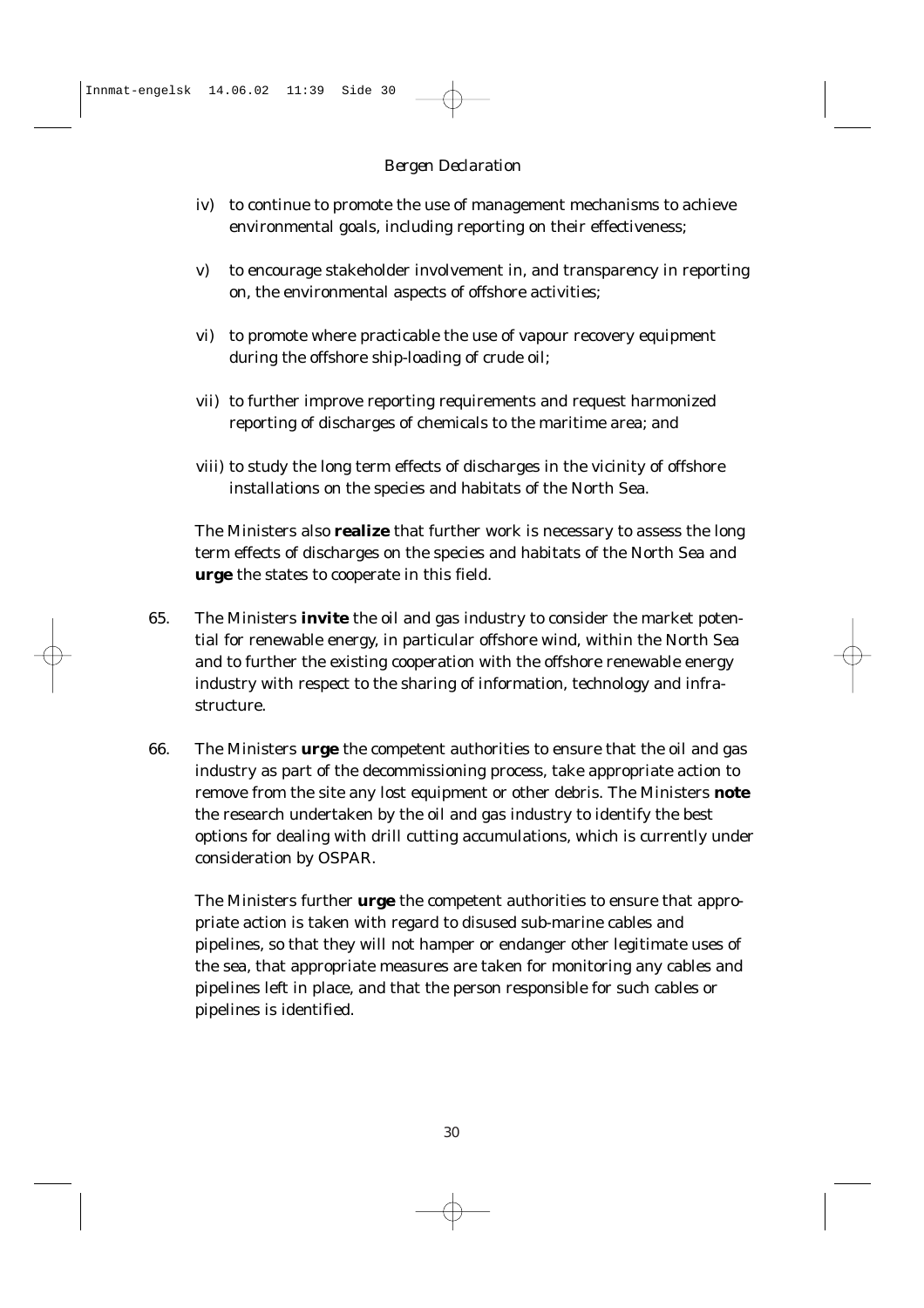iv) to continue to promote the use of management mechanisms to achieve environmental goals, including reporting on their effectiveness;

v) to encourage stakeholder involvement in, and transparency in reporting on, the environmental aspects of offshore activities;

vi) to promote where practicable the use of vapour recovery equipment during the offshore ship-loading of crude oil;

vii) to further improve reporting requirements and request harmonized reporting of discharges of chemicals to the maritime area; and

viii) to study the long term effects of discharges in the vicinity of offshore installations on the species and habitats of the North Sea.

The Ministers also **realize** that further work is necessary to assess the long term effects of discharges on the species and habitats of the North Sea and **urge** the states to cooperate in this field.

65. The Ministers **invite** the oil and gas industry to consider the market potential for renewable energy, in particular offshore wind, within the North Sea and to further the existing cooperation with the offshore renewable energy industry with respect to the sharing of information, technology and infrastructure.

66. The Ministers **urge** the competent authorities to ensure that the oil and gas industry as part of the decommissioning process, take appropriate action to remove from the site any lost equipment or other debris. The Ministers **note** the research undertaken by the oil and gas industry to identify the best options for dealing with drill cutting accumulations, which is currently under consideration by OSPAR.

The Ministers further **urge** the competent authorities to ensure that appropriate action is taken with regard to disused sub-marine cables and pipelines, so that they will not hamper or endanger other legitimate uses of the sea, that appropriate measures are taken for monitoring any cables and pipelines left in place, and that the person responsible for such cables or pipelines is identified.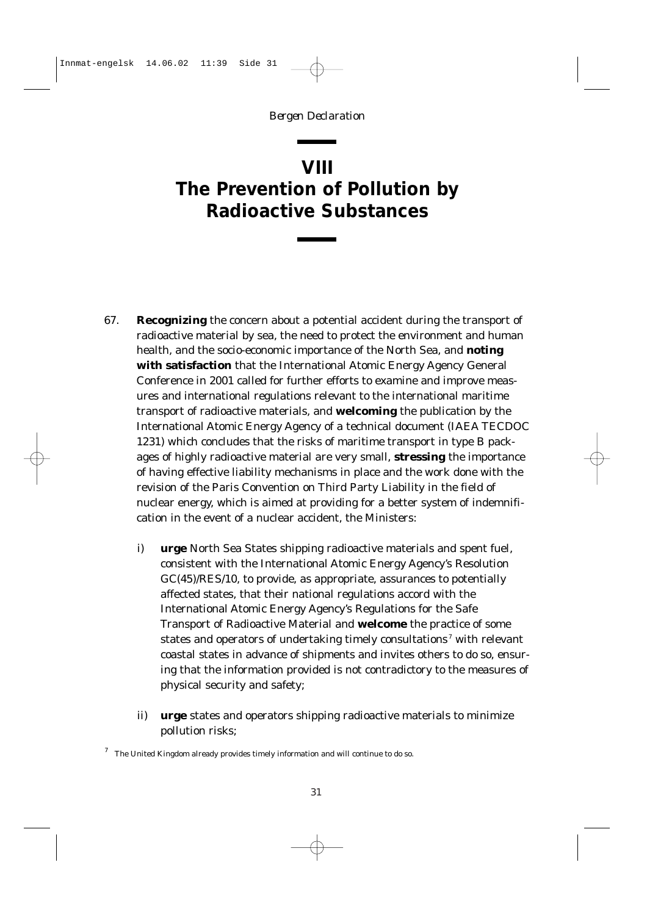# VIII
# The Prevention of Pollution by Radioactive Substances

67. **Recognizing** the concern about a potential accident during the transport of radioactive material by sea, the need to protect the environment and human health, and the socio-economic importance of the North Sea, and **noting with satisfaction** that the International Atomic Energy Agency General Conference in 2001 called for further efforts to examine and improve measures and international regulations relevant to the international maritime transport of radioactive materials, and **welcoming** the publication by the International Atomic Energy Agency of a technical document (IAEA TECDOC 1231) which concludes that the risks of maritime transport in type B packages of highly radioactive material are very small, **stressing** the importance of having effective liability mechanisms in place and the work done with the revision of the Paris Convention on Third Party Liability in the field of nuclear energy, which is aimed at providing for a better system of indemnification in the event of a nuclear accident, the Ministers:

    i) **urge** North Sea States shipping radioactive materials and spent fuel, consistent with the International Atomic Energy Agency's Resolution GC(45)/RES/10, to provide, as appropriate, assurances to potentially affected states, that their national regulations accord with the International Atomic Energy Agency's Regulations for the Safe Transport of Radioactive Material and **welcome** the practice of some states and operators of undertaking timely consultations[7] with relevant coastal states in advance of shipments and invites others to do so, ensuring that the information provided is not contradictory to the measures of physical security and safety;

    ii) **urge** states and operators shipping radioactive materials to minimize pollution risks;

[7] The United Kingdom already provides timely information and will continue to do so.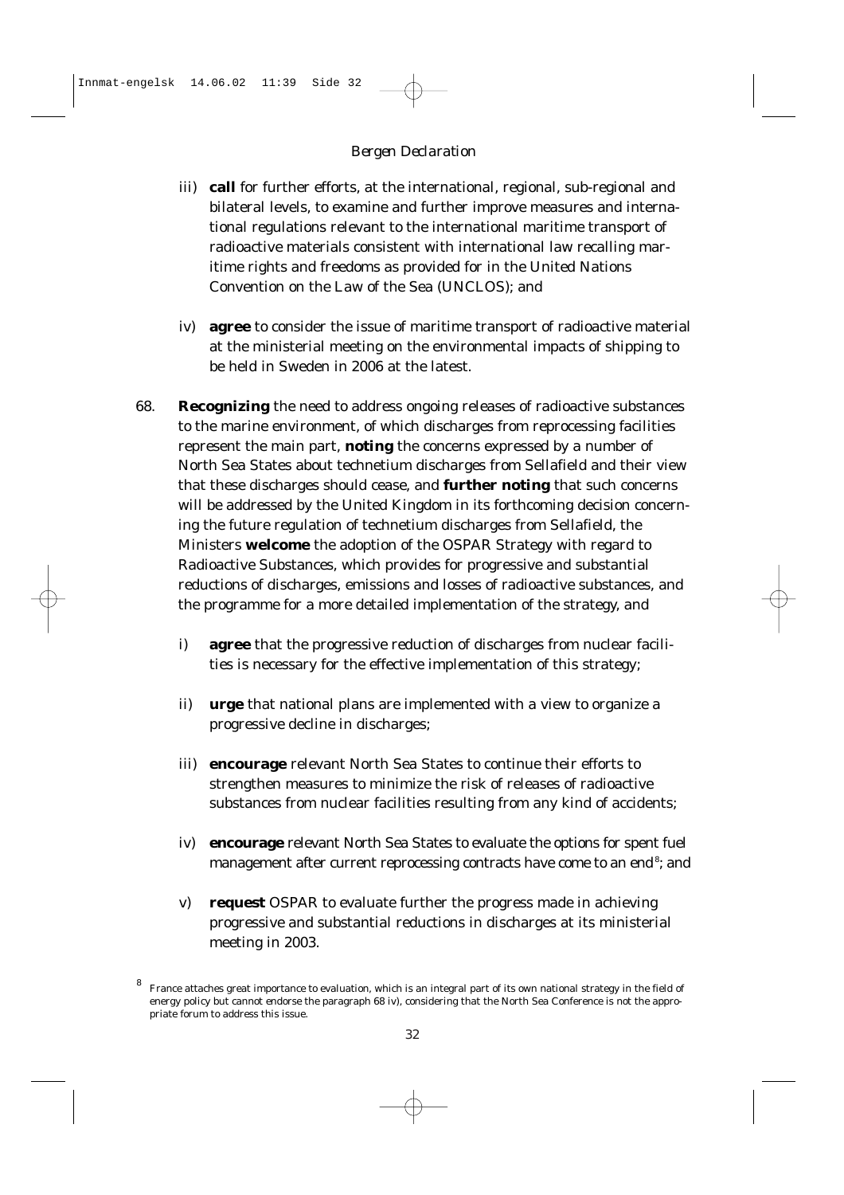iii) **call** for further efforts, at the international, regional, sub-regional and bilateral levels, to examine and further improve measures and international regulations relevant to the international maritime transport of radioactive materials consistent with international law recalling maritime rights and freedoms as provided for in the United Nations Convention on the Law of the Sea (UNCLOS); and

iv) **agree** to consider the issue of maritime transport of radioactive material at the ministerial meeting on the environmental impacts of shipping to be held in Sweden in 2006 at the latest.

68. **Recognizing** the need to address ongoing releases of radioactive substances to the marine environment, of which discharges from reprocessing facilities represent the main part, **noting** the concerns expressed by a number of North Sea States about technetium discharges from Sellafield and their view that these discharges should cease, and **further noting** that such concerns will be addressed by the United Kingdom in its forthcoming decision concerning the future regulation of technetium discharges from Sellafield, the Ministers **welcome** the adoption of the OSPAR Strategy with regard to Radioactive Substances, which provides for progressive and substantial reductions of discharges, emissions and losses of radioactive substances, and the programme for a more detailed implementation of the strategy, and

i) **agree** that the progressive reduction of discharges from nuclear facilities is necessary for the effective implementation of this strategy;

ii) **urge** that national plans are implemented with a view to organize a progressive decline in discharges;

iii) **encourage** relevant North Sea States to continue their efforts to strengthen measures to minimize the risk of releases of radioactive substances from nuclear facilities resulting from any kind of accidents;

iv) **encourage** relevant North Sea States to evaluate the options for spent fuel management after current reprocessing contracts have come to an end[8]; and

v) **request** OSPAR to evaluate further the progress made in achieving progressive and substantial reductions in discharges at its ministerial meeting in 2003.

[8] France attaches great importance to evaluation, which is an integral part of its own national strategy in the field of energy policy but cannot endorse the paragraph 68 iv), considering that the North Sea Conference is not the appropriate forum to address this issue.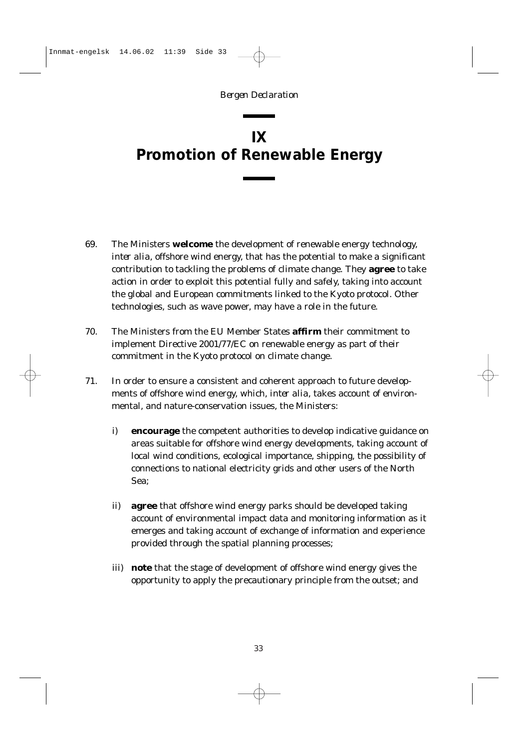# IX
# Promotion of Renewable Energy

69. The Ministers **welcome** the development of renewable energy technology, *inter alia*, offshore wind energy, that has the potential to make a significant contribution to tackling the problems of climate change. They **agree** to take action in order to exploit this potential fully and safely, taking into account the global and European commitments linked to the Kyoto protocol. Other technologies, such as wave power, may have a role in the future.

70. The Ministers from the EU Member States **affirm** their commitment to implement Directive 2001/77/EC on renewable energy as part of their commitment in the Kyoto protocol on climate change.

71. In order to ensure a consistent and coherent approach to future developments of offshore wind energy, which, *inter alia*, takes account of environmental, and nature-conservation issues, the Ministers:

    i) **encourage** the competent authorities to develop indicative guidance on areas suitable for offshore wind energy developments, taking account of local wind conditions, ecological importance, shipping, the possibility of connections to national electricity grids and other users of the North Sea;

    ii) **agree** that offshore wind energy parks should be developed taking account of environmental impact data and monitoring information as it emerges and taking account of exchange of information and experience provided through the spatial planning processes;

    iii) **note** that the stage of development of offshore wind energy gives the opportunity to apply the precautionary principle from the outset; and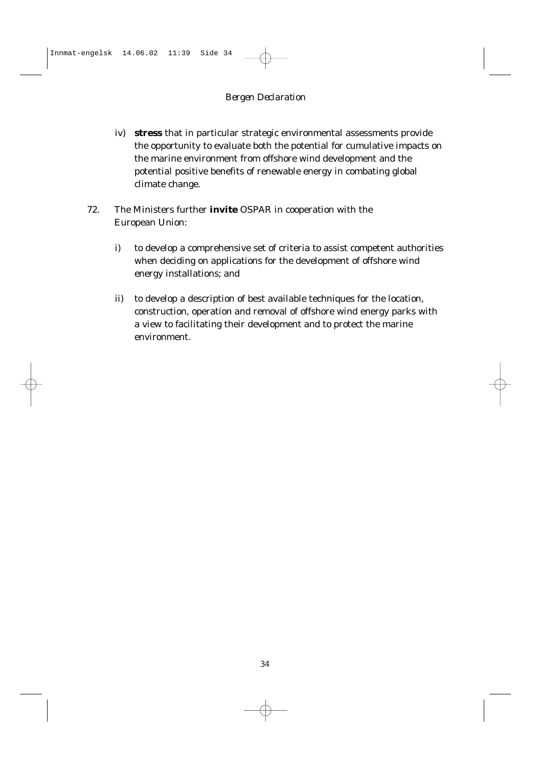iv) **stress** that in particular strategic environmental assessments provide the opportunity to evaluate both the potential for cumulative impacts on the marine environment from offshore wind development and the potential positive benefits of renewable energy in combating global climate change.

72. The Ministers further **invite** OSPAR in cooperation with the European Union:

    i) to develop a comprehensive set of criteria to assist competent authorities when deciding on applications for the development of offshore wind energy installations; and

    ii) to develop a description of best available techniques for the location, construction, operation and removal of offshore wind energy parks with a view to facilitating their development and to protect the marine environment.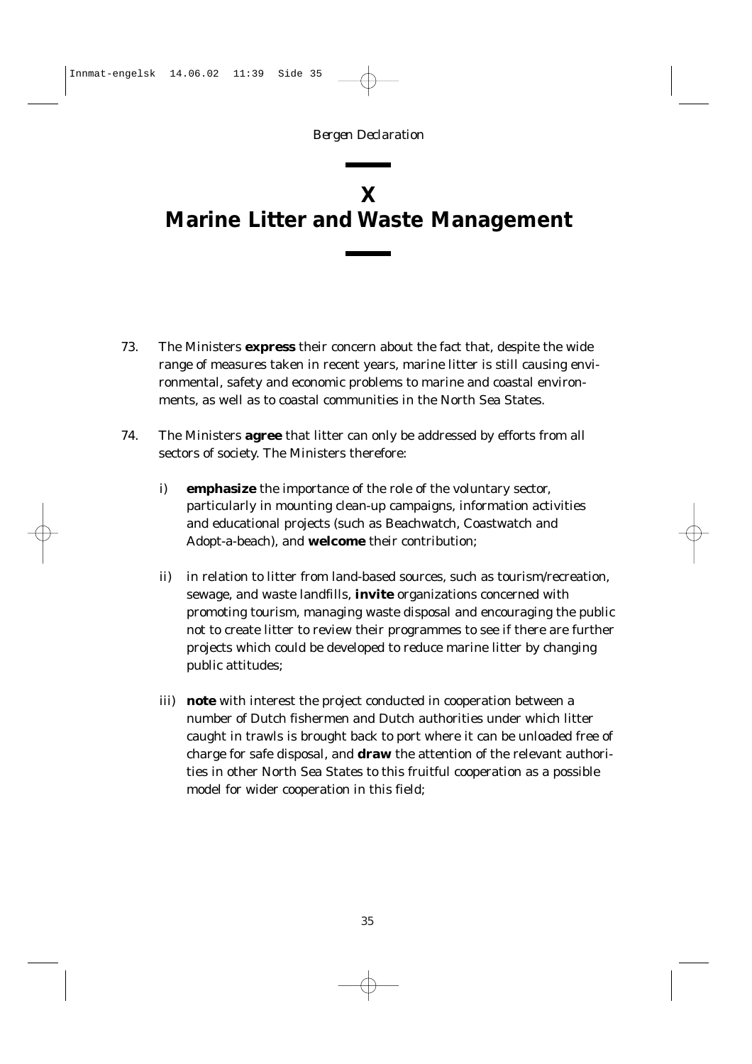# X
# Marine Litter and Waste Management

73. The Ministers **express** their concern about the fact that, despite the wide range of measures taken in recent years, marine litter is still causing environmental, safety and economic problems to marine and coastal environments, as well as to coastal communities in the North Sea States.

74. The Ministers **agree** that litter can only be addressed by efforts from all sectors of society. The Ministers therefore:

    i) **emphasize** the importance of the role of the voluntary sector, particularly in mounting clean-up campaigns, information activities and educational projects (such as Beachwatch, Coastwatch and Adopt-a-beach), and **welcome** their contribution;

    ii) in relation to litter from land-based sources, such as tourism/recreation, sewage, and waste landfills, **invite** organizations concerned with promoting tourism, managing waste disposal and encouraging the public not to create litter to review their programmes to see if there are further projects which could be developed to reduce marine litter by changing public attitudes;

    iii) **note** with interest the project conducted in cooperation between a number of Dutch fishermen and Dutch authorities under which litter caught in trawls is brought back to port where it can be unloaded free of charge for safe disposal, and **draw** the attention of the relevant authorities in other North Sea States to this fruitful cooperation as a possible model for wider cooperation in this field;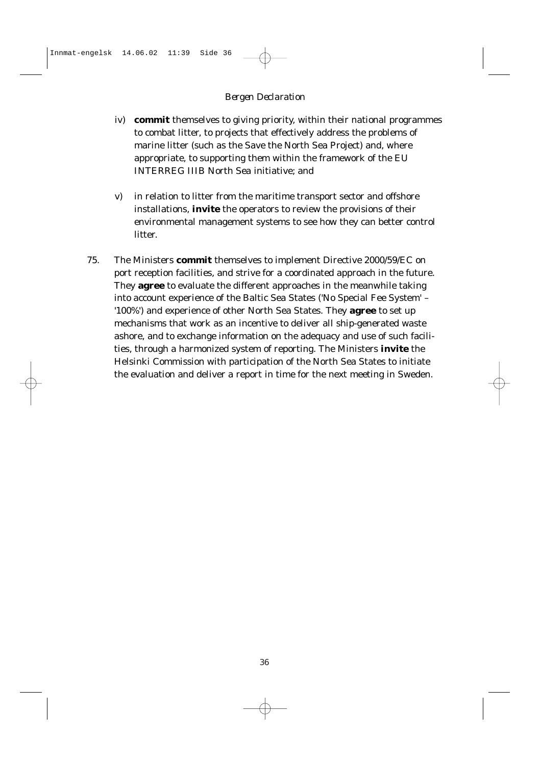iv) **commit** themselves to giving priority, within their national programmes to combat litter, to projects that effectively address the problems of marine litter (such as the Save the North Sea Project) and, where appropriate, to supporting them within the framework of the EU INTERREG IIIB North Sea initiative; and

v) in relation to litter from the maritime transport sector and offshore installations, **invite** the operators to review the provisions of their environmental management systems to see how they can better control litter.

75. The Ministers **commit** themselves to implement Directive 2000/59/EC on port reception facilities, and strive for a coordinated approach in the future. They **agree** to evaluate the different approaches in the meanwhile taking into account experience of the Baltic Sea States ('No Special Fee System' – '100%') and experience of other North Sea States. They **agree** to set up mechanisms that work as an incentive to deliver all ship-generated waste ashore, and to exchange information on the adequacy and use of such facilities, through a harmonized system of reporting. The Ministers **invite** the Helsinki Commission with participation of the North Sea States to initiate the evaluation and deliver a report in time for the next meeting in Sweden.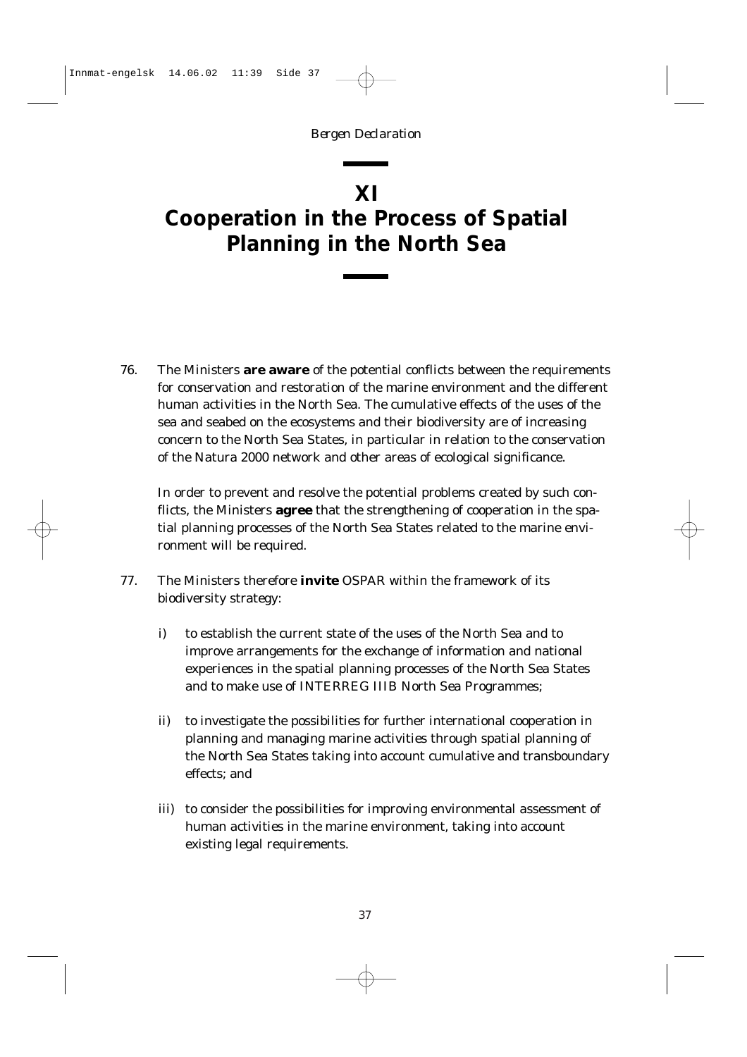# XI
# Cooperation in the Process of Spatial Planning in the North Sea

76. The Ministers **are aware** of the potential conflicts between the requirements for conservation and restoration of the marine environment and the different human activities in the North Sea. The cumulative effects of the uses of the sea and seabed on the ecosystems and their biodiversity are of increasing concern to the North Sea States, in particular in relation to the conservation of the Natura 2000 network and other areas of ecological significance.

    In order to prevent and resolve the potential problems created by such conflicts, the Ministers **agree** that the strengthening of cooperation in the spatial planning processes of the North Sea States related to the marine environment will be required.

77. The Ministers therefore **invite** OSPAR within the framework of its biodiversity strategy:

    i) to establish the current state of the uses of the North Sea and to improve arrangements for the exchange of information and national experiences in the spatial planning processes of the North Sea States and to make use of INTERREG IIIB North Sea Programmes;

    ii) to investigate the possibilities for further international cooperation in planning and managing marine activities through spatial planning of the North Sea States taking into account cumulative and transboundary effects; and

    iii) to consider the possibilities for improving environmental assessment of human activities in the marine environment, taking into account existing legal requirements.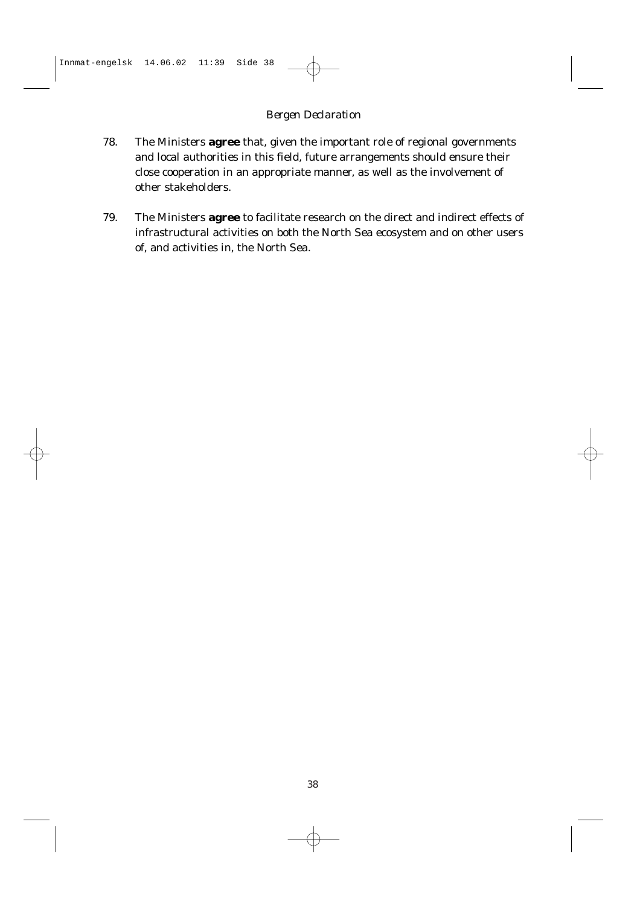78. The Ministers **agree** that, given the important role of regional governments and local authorities in this field, future arrangements should ensure their close cooperation in an appropriate manner, as well as the involvement of other stakeholders.

79. The Ministers **agree** to facilitate research on the direct and indirect effects of infrastructural activities on both the North Sea ecosystem and on other users of, and activities in, the North Sea.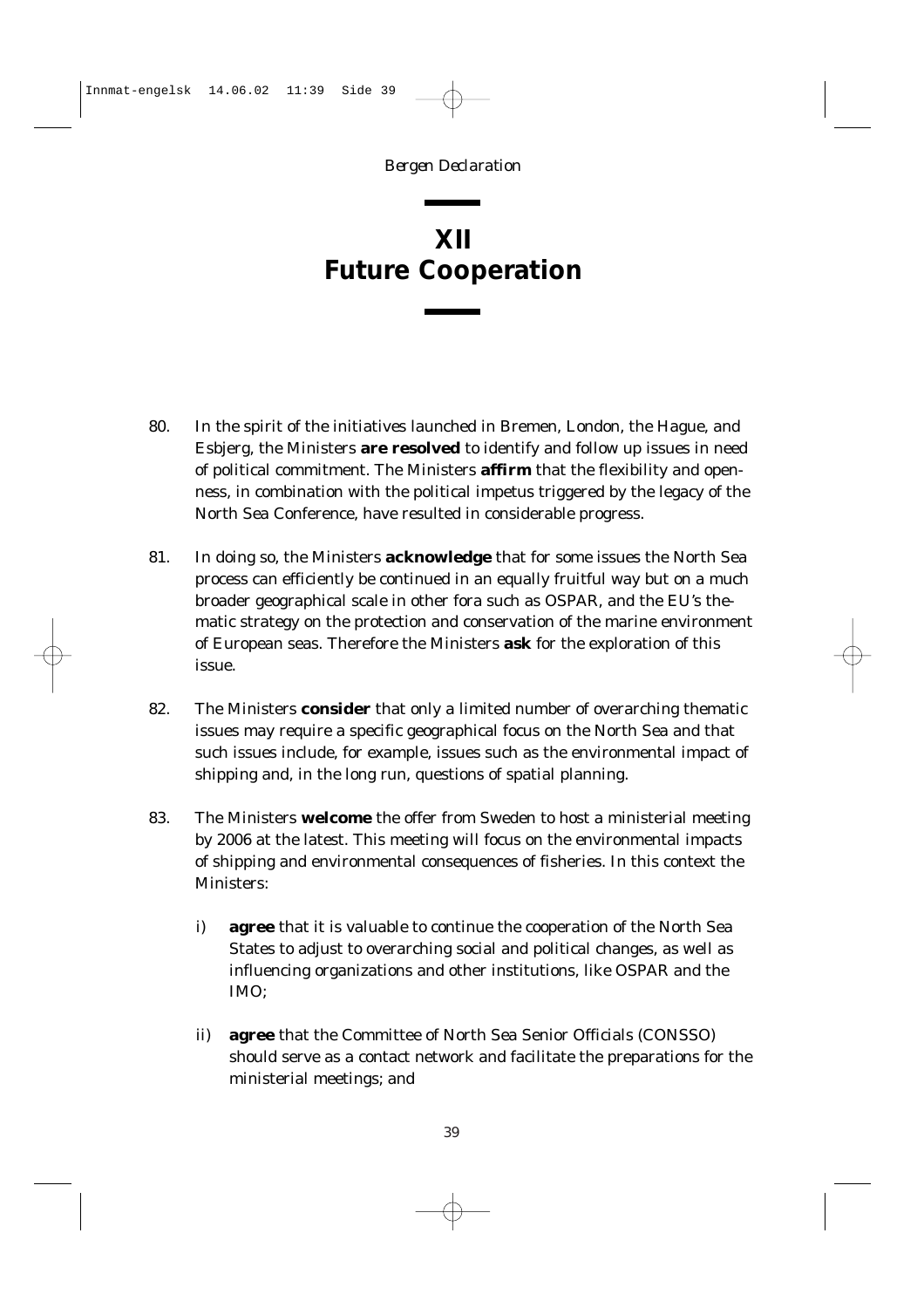# XII
# Future Cooperation

80. In the spirit of the initiatives launched in Bremen, London, the Hague, and Esbjerg, the Ministers **are resolved** to identify and follow up issues in need of political commitment. The Ministers **affirm** that the flexibility and openness, in combination with the political impetus triggered by the legacy of the North Sea Conference, have resulted in considerable progress.

81. In doing so, the Ministers **acknowledge** that for some issues the North Sea process can efficiently be continued in an equally fruitful way but on a much broader geographical scale in other fora such as OSPAR, and the EU's thematic strategy on the protection and conservation of the marine environment of European seas. Therefore the Ministers **ask** for the exploration of this issue.

82. The Ministers **consider** that only a limited number of overarching thematic issues may require a specific geographical focus on the North Sea and that such issues include, for example, issues such as the environmental impact of shipping and, in the long run, questions of spatial planning.

83. The Ministers **welcome** the offer from Sweden to host a ministerial meeting by 2006 at the latest. This meeting will focus on the environmental impacts of shipping and environmental consequences of fisheries. In this context the Ministers:

    i) **agree** that it is valuable to continue the cooperation of the North Sea States to adjust to overarching social and political changes, as well as influencing organizations and other institutions, like OSPAR and the IMO;

    ii) **agree** that the Committee of North Sea Senior Officials (CONSSO) should serve as a contact network and facilitate the preparations for the ministerial meetings; and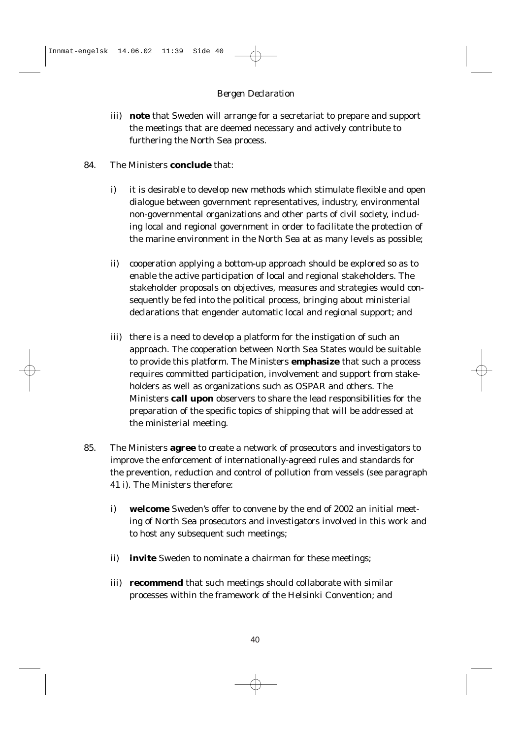iii) **note** that Sweden will arrange for a secretariat to prepare and support the meetings that are deemed necessary and actively contribute to furthering the North Sea process.

84. The Ministers **conclude** that:

    i) it is desirable to develop new methods which stimulate flexible and open dialogue between government representatives, industry, environmental non-governmental organizations and other parts of civil society, including local and regional government in order to facilitate the protection of the marine environment in the North Sea at as many levels as possible;

    ii) cooperation applying a bottom-up approach should be explored so as to enable the active participation of local and regional stakeholders. The stakeholder proposals on objectives, measures and strategies would consequently be fed into the political process, bringing about ministerial declarations that engender automatic local and regional support; and

    iii) there is a need to develop a platform for the instigation of such an approach. The cooperation between North Sea States would be suitable to provide this platform. The Ministers **emphasize** that such a process requires committed participation, involvement and support from stakeholders as well as organizations such as OSPAR and others. The Ministers **call upon** observers to share the lead responsibilities for the preparation of the specific topics of shipping that will be addressed at the ministerial meeting.

85. The Ministers **agree** to create a network of prosecutors and investigators to improve the enforcement of internationally-agreed rules and standards for the prevention, reduction and control of pollution from vessels (see paragraph 41 i). The Ministers therefore:

    i) **welcome** Sweden's offer to convene by the end of 2002 an initial meeting of North Sea prosecutors and investigators involved in this work and to host any subsequent such meetings;

    ii) **invite** Sweden to nominate a chairman for these meetings;

    iii) **recommend** that such meetings should collaborate with similar processes within the framework of the Helsinki Convention; and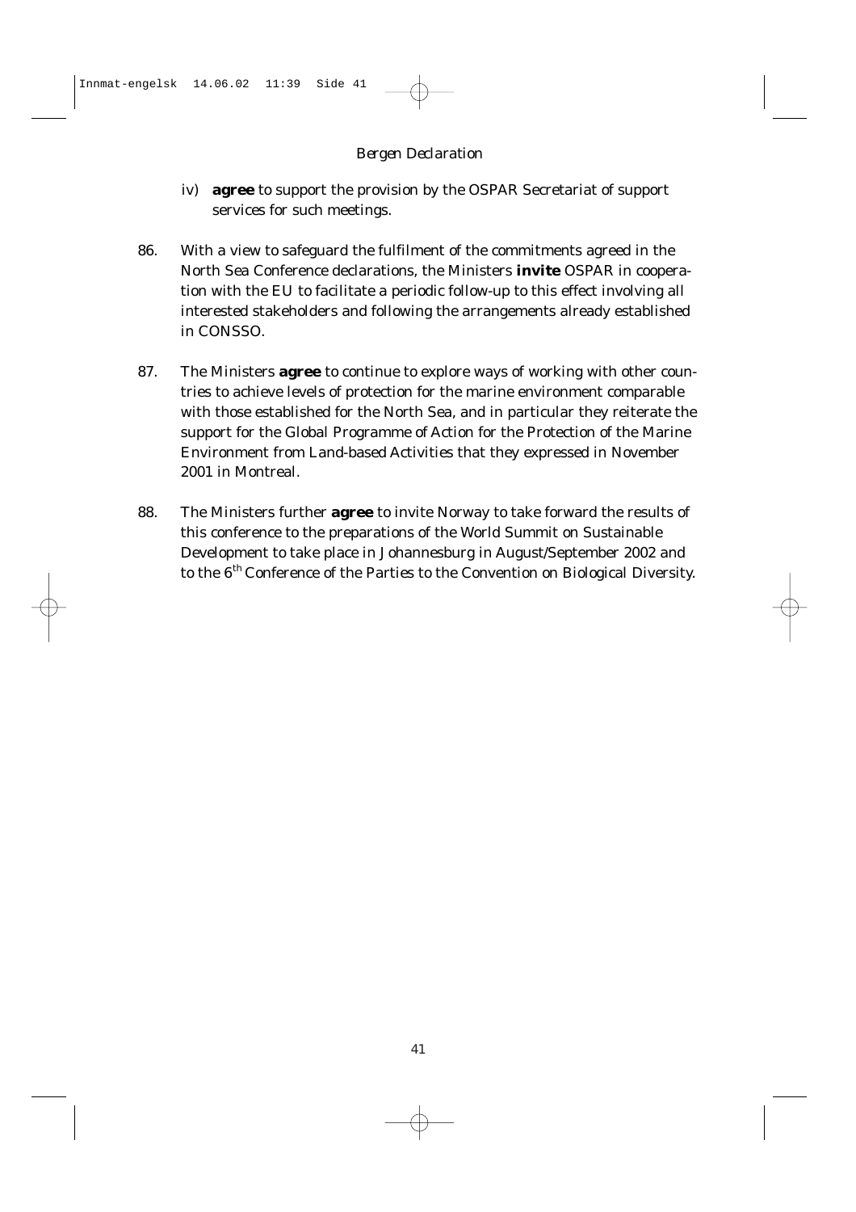iv) **agree** to support the provision by the OSPAR Secretariat of support services for such meetings.

86. With a view to safeguard the fulfilment of the commitments agreed in the North Sea Conference declarations, the Ministers **invite** OSPAR in cooperation with the EU to facilitate a periodic follow-up to this effect involving all interested stakeholders and following the arrangements already established in CONSSO.

87. The Ministers **agree** to continue to explore ways of working with other countries to achieve levels of protection for the marine environment comparable with those established for the North Sea, and in particular they reiterate the support for the Global Programme of Action for the Protection of the Marine Environment from Land-based Activities that they expressed in November 2001 in Montreal.

88. The Ministers further **agree** to invite Norway to take forward the results of this conference to the preparations of the World Summit on Sustainable Development to take place in Johannesburg in August/September 2002 and to the 6th Conference of the Parties to the Convention on Biological Diversity.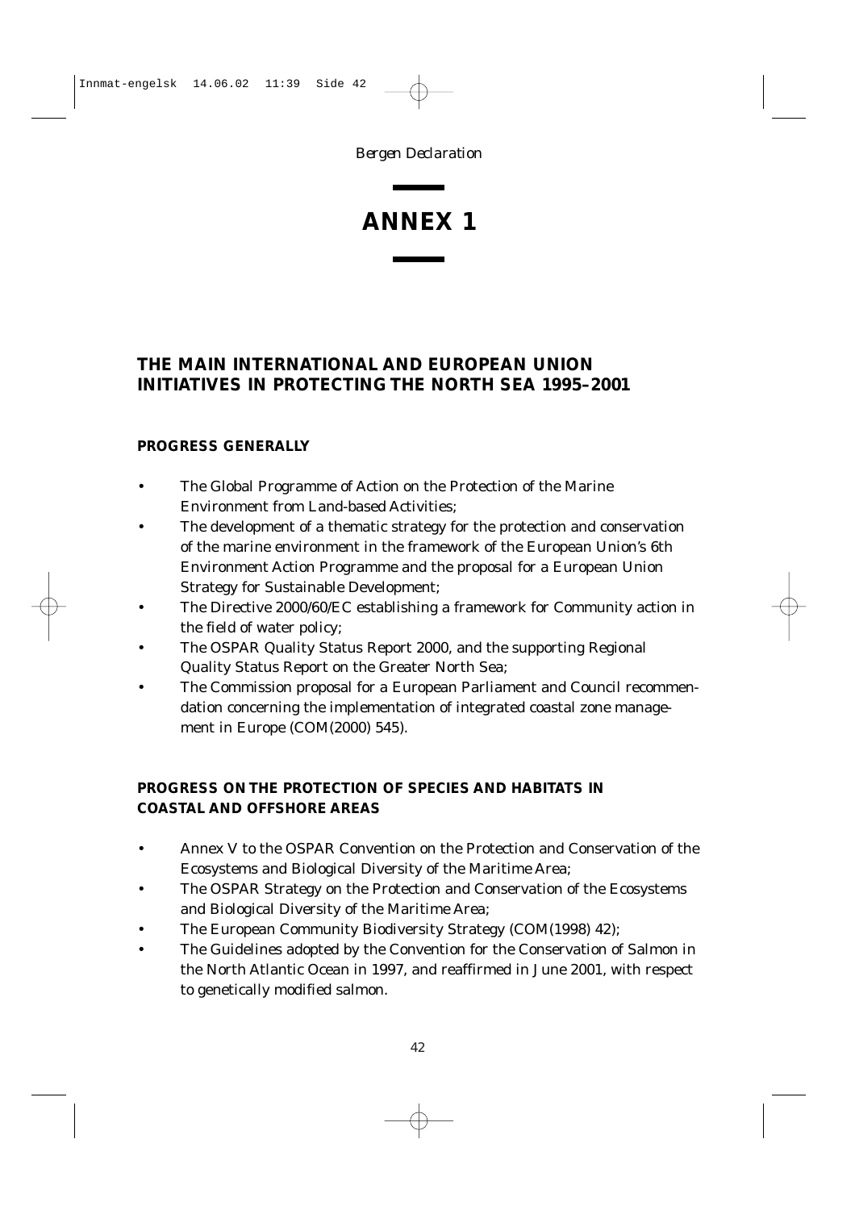# ANNEX 1

## THE MAIN INTERNATIONAL AND EUROPEAN UNION INITIATIVES IN PROTECTING THE NORTH SEA 1995–2001

### PROGRESS GENERALLY

- The Global Programme of Action on the Protection of the Marine Environment from Land-based Activities;
- The development of a thematic strategy for the protection and conservation of the marine environment in the framework of the European Union's 6th Environment Action Programme and the proposal for a European Union Strategy for Sustainable Development;
- The Directive 2000/60/EC establishing a framework for Community action in the field of water policy;
- The OSPAR Quality Status Report 2000, and the supporting Regional Quality Status Report on the Greater North Sea;
- The Commission proposal for a European Parliament and Council recommendation concerning the implementation of integrated coastal zone management in Europe (COM(2000) 545).

### PROGRESS ON THE PROTECTION OF SPECIES AND HABITATS IN COASTAL AND OFFSHORE AREAS

- Annex V to the OSPAR Convention on the Protection and Conservation of the Ecosystems and Biological Diversity of the Maritime Area;
- The OSPAR Strategy on the Protection and Conservation of the Ecosystems and Biological Diversity of the Maritime Area;
- The European Community Biodiversity Strategy (COM(1998) 42);
- The Guidelines adopted by the Convention for the Conservation of Salmon in the North Atlantic Ocean in 1997, and reaffirmed in June 2001, with respect to genetically modified salmon.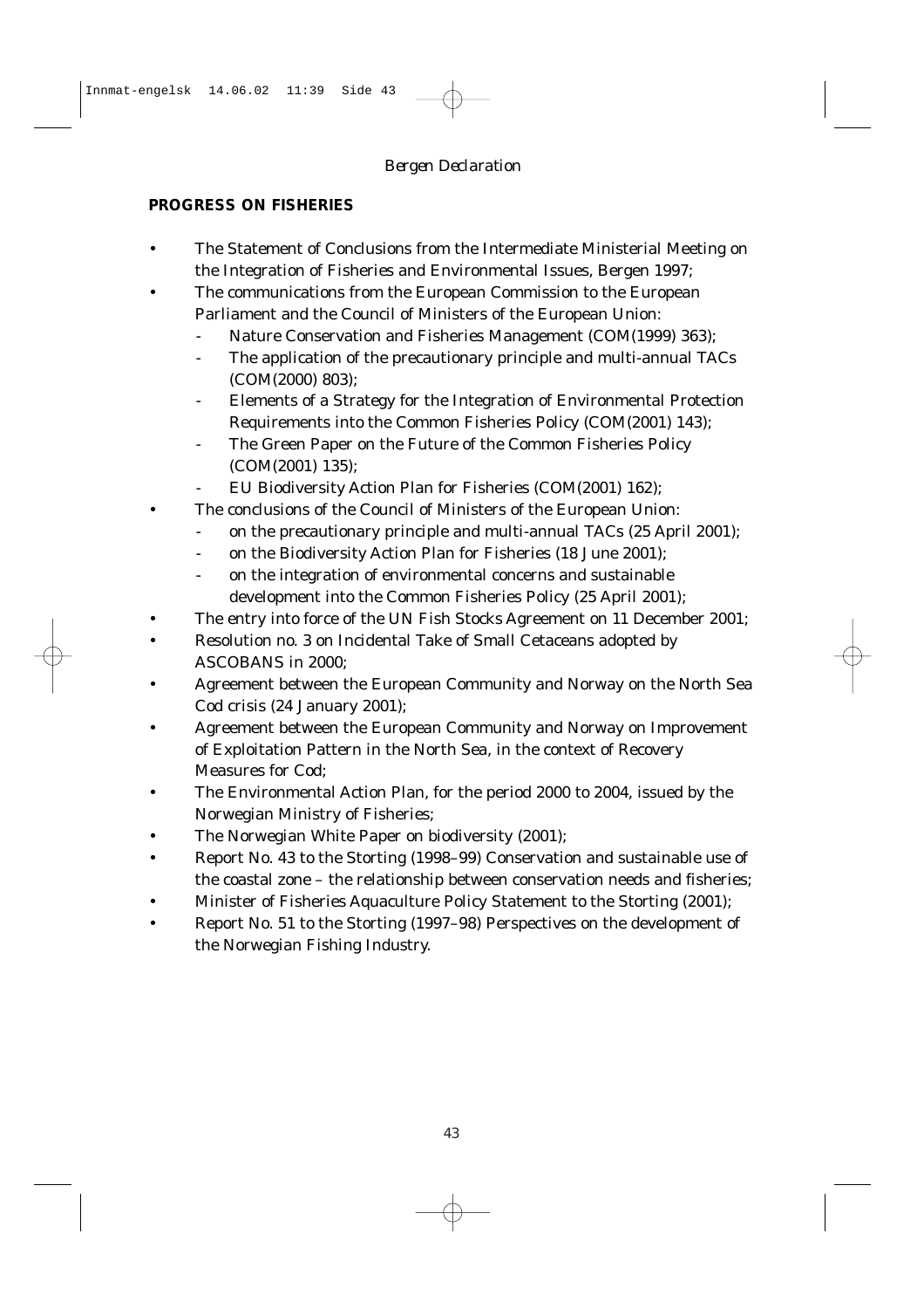## PROGRESS ON FISHERIES

- The Statement of Conclusions from the Intermediate Ministerial Meeting on the Integration of Fisheries and Environmental Issues, Bergen 1997;
- The communications from the European Commission to the European Parliament and the Council of Ministers of the European Union:
  - Nature Conservation and Fisheries Management (COM(1999) 363);
  - The application of the precautionary principle and multi-annual TACs (COM(2000) 803);
  - Elements of a Strategy for the Integration of Environmental Protection Requirements into the Common Fisheries Policy (COM(2001) 143);
  - The Green Paper on the Future of the Common Fisheries Policy (COM(2001) 135);
  - EU Biodiversity Action Plan for Fisheries (COM(2001) 162);
- The conclusions of the Council of Ministers of the European Union:
  - on the precautionary principle and multi-annual TACs (25 April 2001);
  - on the Biodiversity Action Plan for Fisheries (18 June 2001);
  - on the integration of environmental concerns and sustainable development into the Common Fisheries Policy (25 April 2001);
- The entry into force of the UN Fish Stocks Agreement on 11 December 2001;
- Resolution no. 3 on Incidental Take of Small Cetaceans adopted by ASCOBANS in 2000;
- Agreement between the European Community and Norway on the North Sea Cod crisis (24 January 2001);
- Agreement between the European Community and Norway on Improvement of Exploitation Pattern in the North Sea, in the context of Recovery Measures for Cod;
- The Environmental Action Plan, for the period 2000 to 2004, issued by the Norwegian Ministry of Fisheries;
- The Norwegian White Paper on biodiversity (2001);
- Report No. 43 to the Storting (1998–99) Conservation and sustainable use of the coastal zone – the relationship between conservation needs and fisheries;
- Minister of Fisheries Aquaculture Policy Statement to the Storting (2001);
- Report No. 51 to the Storting (1997–98) Perspectives on the development of the Norwegian Fishing Industry.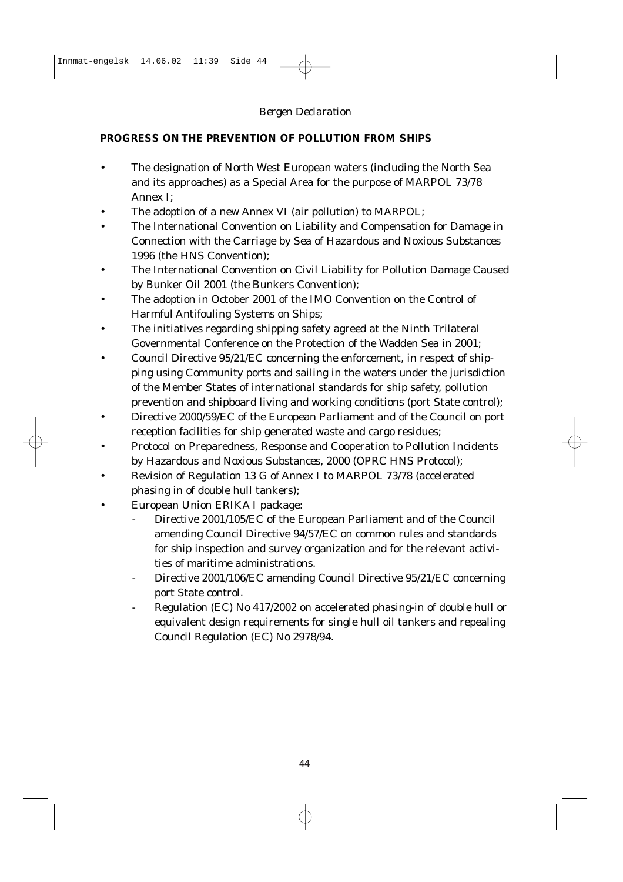## PROGRESS ON THE PREVENTION OF POLLUTION FROM SHIPS

- The designation of North West European waters (including the North Sea and its approaches) as a Special Area for the purpose of MARPOL 73/78 Annex I;
- The adoption of a new Annex VI (air pollution) to MARPOL;
- The International Convention on Liability and Compensation for Damage in Connection with the Carriage by Sea of Hazardous and Noxious Substances 1996 (the HNS Convention);
- The International Convention on Civil Liability for Pollution Damage Caused by Bunker Oil 2001 (the Bunkers Convention);
- The adoption in October 2001 of the IMO Convention on the Control of Harmful Antifouling Systems on Ships;
- The initiatives regarding shipping safety agreed at the Ninth Trilateral Governmental Conference on the Protection of the Wadden Sea in 2001;
- Council Directive 95/21/EC concerning the enforcement, in respect of shipping using Community ports and sailing in the waters under the jurisdiction of the Member States of international standards for ship safety, pollution prevention and shipboard living and working conditions (port State control);
- Directive 2000/59/EC of the European Parliament and of the Council on port reception facilities for ship generated waste and cargo residues;
- Protocol on Preparedness, Response and Cooperation to Pollution Incidents by Hazardous and Noxious Substances, 2000 (OPRC HNS Protocol);
- Revision of Regulation 13 G of Annex I to MARPOL 73/78 (accelerated phasing in of double hull tankers);
- European Union ERIKA I package:
  - Directive 2001/105/EC of the European Parliament and of the Council amending Council Directive 94/57/EC on common rules and standards for ship inspection and survey organization and for the relevant activities of maritime administrations.
  - Directive 2001/106/EC amending Council Directive 95/21/EC concerning port State control.
  - Regulation (EC) No 417/2002 on accelerated phasing-in of double hull or equivalent design requirements for single hull oil tankers and repealing Council Regulation (EC) No 2978/94.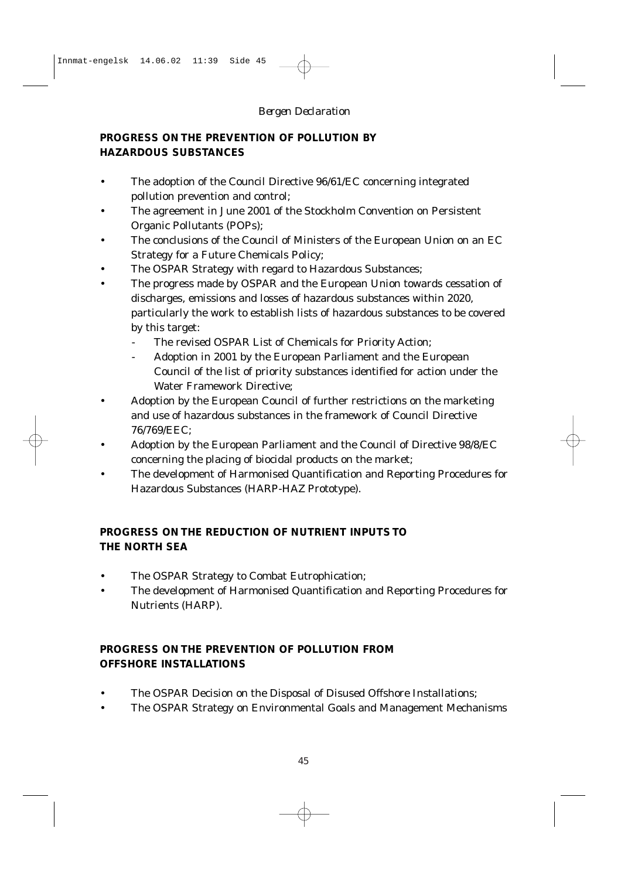## PROGRESS ON THE PREVENTION OF POLLUTION BY HAZARDOUS SUBSTANCES

- The adoption of the Council Directive 96/61/EC concerning integrated pollution prevention and control;
- The agreement in June 2001 of the Stockholm Convention on Persistent Organic Pollutants (POPs);
- The conclusions of the Council of Ministers of the European Union on an EC Strategy for a Future Chemicals Policy;
- The OSPAR Strategy with regard to Hazardous Substances;
- The progress made by OSPAR and the European Union towards cessation of discharges, emissions and losses of hazardous substances within 2020, particularly the work to establish lists of hazardous substances to be covered by this target:
  - The revised OSPAR List of Chemicals for Priority Action;
  - Adoption in 2001 by the European Parliament and the European Council of the list of priority substances identified for action under the Water Framework Directive;
- Adoption by the European Council of further restrictions on the marketing and use of hazardous substances in the framework of Council Directive 76/769/EEC;
- Adoption by the European Parliament and the Council of Directive 98/8/EC concerning the placing of biocidal products on the market;
- The development of Harmonised Quantification and Reporting Procedures for Hazardous Substances (HARP-HAZ Prototype).

## PROGRESS ON THE REDUCTION OF NUTRIENT INPUTS TO THE NORTH SEA

- The OSPAR Strategy to Combat Eutrophication;
- The development of Harmonised Quantification and Reporting Procedures for Nutrients (HARP).

## PROGRESS ON THE PREVENTION OF POLLUTION FROM OFFSHORE INSTALLATIONS

- The OSPAR Decision on the Disposal of Disused Offshore Installations;
- The OSPAR Strategy on Environmental Goals and Management Mechanisms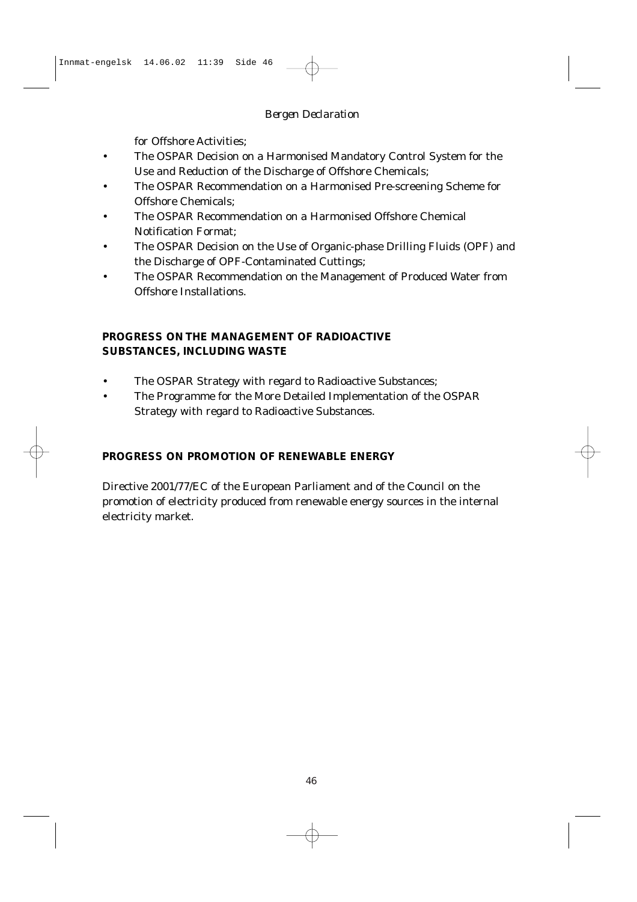for Offshore Activities;

- The OSPAR Decision on a Harmonised Mandatory Control System for the Use and Reduction of the Discharge of Offshore Chemicals;
- The OSPAR Recommendation on a Harmonised Pre-screening Scheme for Offshore Chemicals;
- The OSPAR Recommendation on a Harmonised Offshore Chemical Notification Format;
- The OSPAR Decision on the Use of Organic-phase Drilling Fluids (OPF) and the Discharge of OPF-Contaminated Cuttings;
- The OSPAR Recommendation on the Management of Produced Water from Offshore Installations.

## PROGRESS ON THE MANAGEMENT OF RADIOACTIVE SUBSTANCES, INCLUDING WASTE

- The OSPAR Strategy with regard to Radioactive Substances;
- The Programme for the More Detailed Implementation of the OSPAR Strategy with regard to Radioactive Substances.

## PROGRESS ON PROMOTION OF RENEWABLE ENERGY

Directive 2001/77/EC of the European Parliament and of the Council on the promotion of electricity produced from renewable energy sources in the internal electricity market.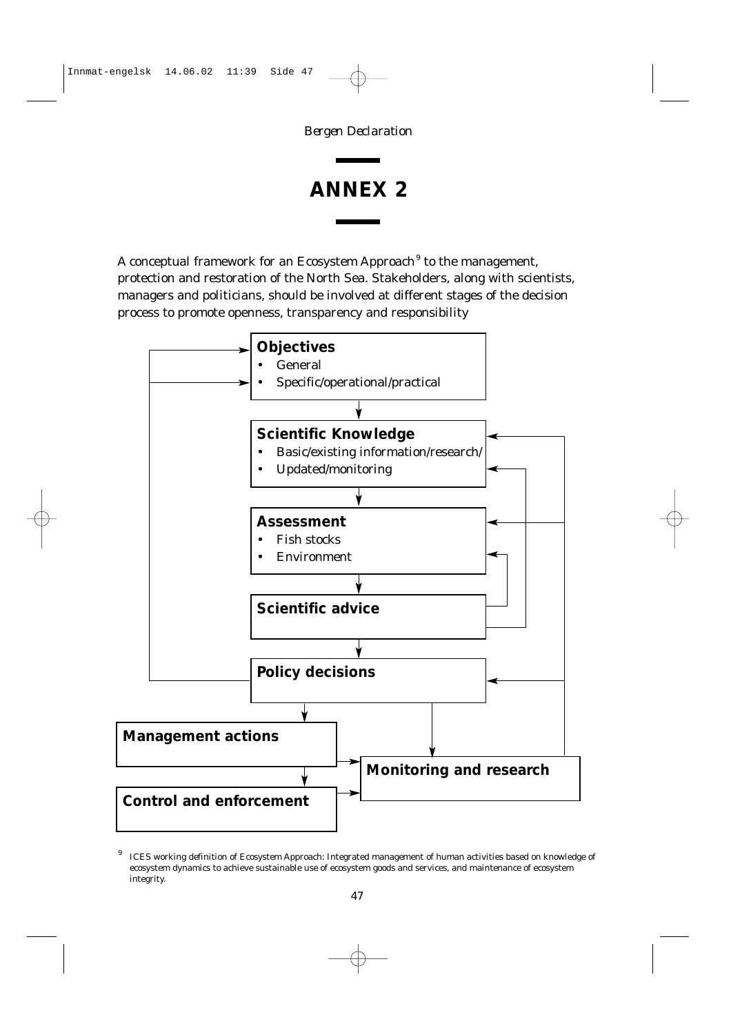# ANNEX 2

A conceptual framework for an Ecosystem Approach[9] to the management, protection and restoration of the North Sea. Stakeholders, along with scientists, managers and politicians, should be involved at different stages of the decision process to promote openness, transparency and responsibility

**Objectives**
- General
- Specific/operational/practical

**Scientific Knowledge**
- Basic/existing information/research/
- Updated/monitoring

**Assessment**
- Fish stocks
- Environment

**Scientific advice**

**Policy decisions**

**Management actions**

**Control and enforcement**

**Monitoring and research**

[9] ICES working definition of Ecosystem Approach: Integrated management of human activities based on knowledge of ecosystem dynamics to achieve sustainable use of ecosystem goods and services, and maintenance of ecosystem integrity.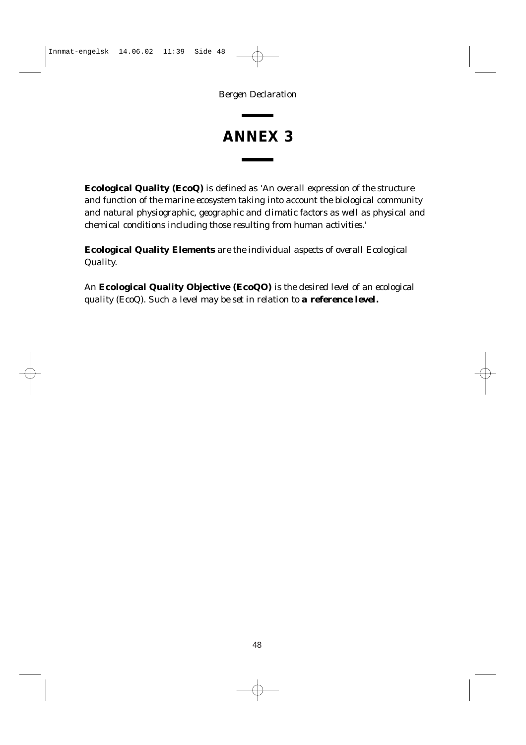# ANNEX 3

**Ecological Quality (EcoQ)** is defined as 'An overall expression of the structure and function of the marine ecosystem taking into account the biological community and natural physiographic, geographic and climatic factors as well as physical and chemical conditions including those resulting from human activities.'

**Ecological Quality Elements** are the individual aspects of overall Ecological Quality.

An **Ecological Quality Objective (EcoQO)** is the desired level of an ecological quality (EcoQ). Such a level may be set in relation to **a reference level.**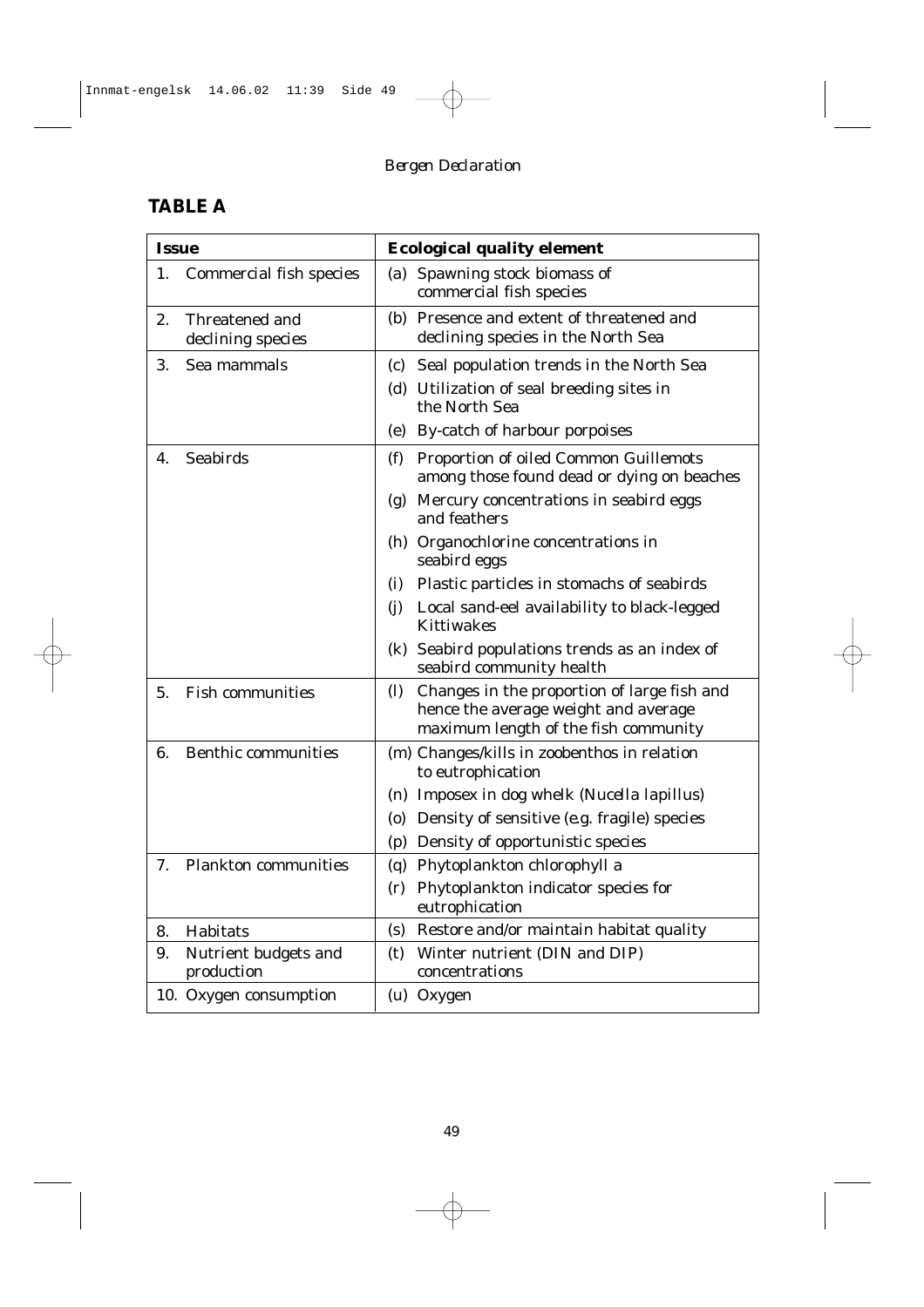## TABLE A

| Issue | Ecological quality element |
|---|---|
| 1. Commercial fish species | (a) Spawning stock biomass of commercial fish species |
| 2. Threatened and declining species | (b) Presence and extent of threatened and declining species in the North Sea |
| 3. Sea mammals | (c) Seal population trends in the North Sea |
| | (d) Utilization of seal breeding sites in the North Sea |
| | (e) By-catch of harbour porpoises |
| 4. Seabirds | (f) Proportion of oiled Common Guillemots among those found dead or dying on beaches |
| | (g) Mercury concentrations in seabird eggs and feathers |
| | (h) Organochlorine concentrations in seabird eggs |
| | (i) Plastic particles in stomachs of seabirds |
| | (j) Local sand-eel availability to black-legged Kittiwakes |
| | (k) Seabird populations trends as an index of seabird community health |
| 5. Fish communities | (l) Changes in the proportion of large fish and hence the average weight and average maximum length of the fish community |
| 6. Benthic communities | (m) Changes/kills in zoobenthos in relation to eutrophication |
| | (n) Imposex in dog whelk (*Nucella lapillus*) |
| | (o) Density of sensitive (e.g. fragile) species |
| | (p) Density of opportunistic species |
| 7. Plankton communities | (q) Phytoplankton chlorophyll a |
| | (r) Phytoplankton indicator species for eutrophication |
| 8. Habitats | (s) Restore and/or maintain habitat quality |
| 9. Nutrient budgets and production | (t) Winter nutrient (DIN and DIP) concentrations |
| 10. Oxygen consumption | (u) Oxygen |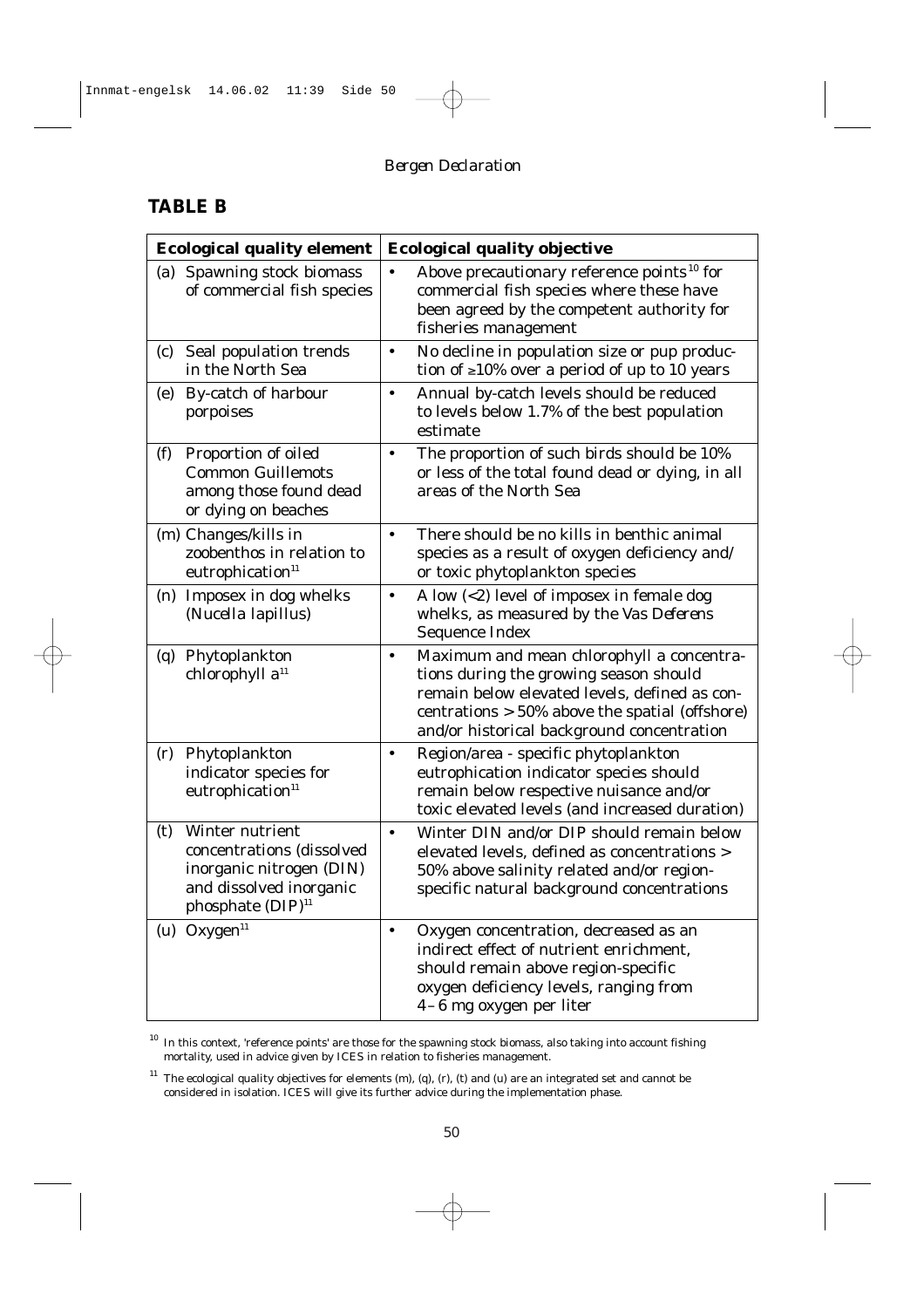## TABLE B

| Ecological quality element | Ecological quality objective |
|---|---|
| (a) Spawning stock biomass of commercial fish species | • Above precautionary reference points[10] for commercial fish species where these have been agreed by the competent authority for fisheries management |
| (c) Seal population trends in the North Sea | • No decline in population size or pup production of ≥10% over a period of up to 10 years |
| (e) By-catch of harbour porpoises | • Annual by-catch levels should be reduced to levels below 1.7% of the best population estimate |
| (f) Proportion of oiled Common Guillemots among those found dead or dying on beaches | • The proportion of such birds should be 10% or less of the total found dead or dying, in all areas of the North Sea |
| (m) Changes/kills in zoobenthos in relation to eutrophication[11] | • There should be no kills in benthic animal species as a result of oxygen deficiency and/ or toxic phytoplankton species |
| (n) Imposex in dog whelks (*Nucella lapillus*) | • A low (<2) level of imposex in female dog whelks, as measured by the Vas Deferens Sequence Index |
| (q) Phytoplankton chlorophyll *a*[11] | • Maximum and mean chlorophyll *a* concentrations during the growing season should remain below elevated levels, defined as concentrations > 50% above the spatial (offshore) and/or historical background concentration |
| (r) Phytoplankton indicator species for eutrophication[11] | • Region/area - specific phytoplankton eutrophication indicator species should remain below respective nuisance and/or toxic elevated levels (and increased duration) |
| (t) Winter nutrient concentrations (dissolved inorganic nitrogen (DIN) and dissolved inorganic phosphate (DIP)[11] | • Winter DIN and/or DIP should remain below elevated levels, defined as concentrations > 50% above salinity related and/or region-specific natural background concentrations |
| (u) Oxygen[11] | • Oxygen concentration, decreased as an indirect effect of nutrient enrichment, should remain above region-specific oxygen deficiency levels, ranging from 4–6 mg oxygen per liter |

[10] In this context, 'reference points' are those for the spawning stock biomass, also taking into account fishing mortality, used in advice given by ICES in relation to fisheries management.

[11] The ecological quality objectives for elements (m), (q), (r), (t) and (u) are an integrated set and cannot be considered in isolation. ICES will give its further advice during the implementation phase.